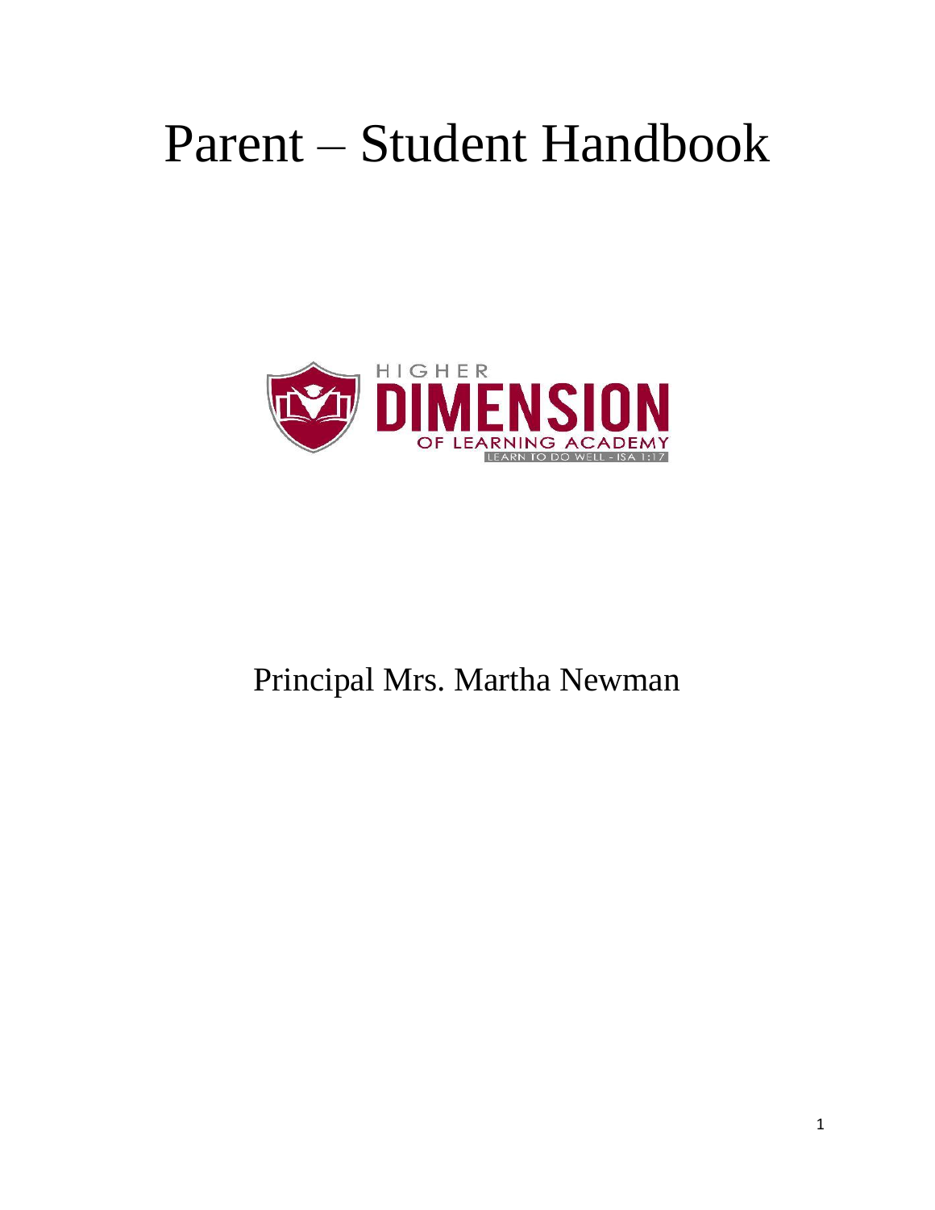# Parent – Student Handbook

HIGHER
DIMENSION
OF LEARNING ACADEMY
LEARN TO DO WELL - ISA 1:17

Principal Mrs. Martha Newman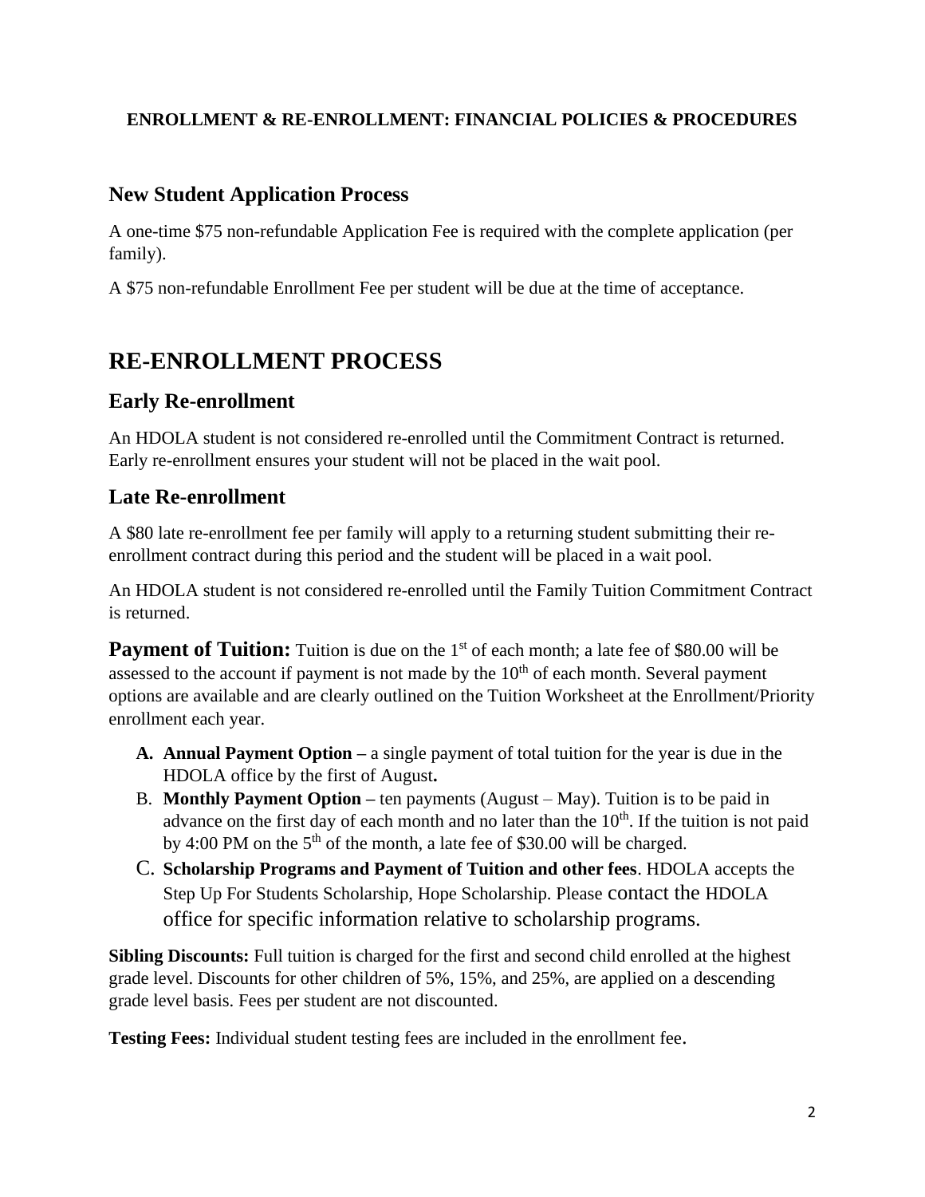**ENROLLMENT & RE-ENROLLMENT: FINANCIAL POLICIES & PROCEDURES**

## New Student Application Process

A one-time $75 non-refundable Application Fee is required with the complete application (per family).

A $75 non-refundable Enrollment Fee per student will be due at the time of acceptance.

# RE-ENROLLMENT PROCESS

## Early Re-enrollment

An HDOLA student is not considered re-enrolled until the Commitment Contract is returned. Early re-enrollment ensures your student will not be placed in the wait pool.

## Late Re-enrollment

A $80 late re-enrollment fee per family will apply to a returning student submitting their re-enrollment contract during this period and the student will be placed in a wait pool.

An HDOLA student is not considered re-enrolled until the Family Tuition Commitment Contract is returned.

**Payment of Tuition:** Tuition is due on the 1st of each month; a late fee of $80.00 will be assessed to the account if payment is not made by the 10th of each month. Several payment options are available and are clearly outlined on the Tuition Worksheet at the Enrollment/Priority enrollment each year.

A. **Annual Payment Option –** a single payment of total tuition for the year is due in the HDOLA office by the first of August**.**
B. **Monthly Payment Option –** ten payments (August – May). Tuition is to be paid in advance on the first day of each month and no later than the 10th. If the tuition is not paid by 4:00 PM on the 5th of the month, a late fee of $30.00 will be charged.
C. **Scholarship Programs and Payment of Tuition and other fees**. HDOLA accepts the Step Up For Students Scholarship, Hope Scholarship. Please contact the HDOLA office for specific information relative to scholarship programs.

**Sibling Discounts:** Full tuition is charged for the first and second child enrolled at the highest grade level. Discounts for other children of 5%, 15%, and 25%, are applied on a descending grade level basis. Fees per student are not discounted.

**Testing Fees:** Individual student testing fees are included in the enrollment fee.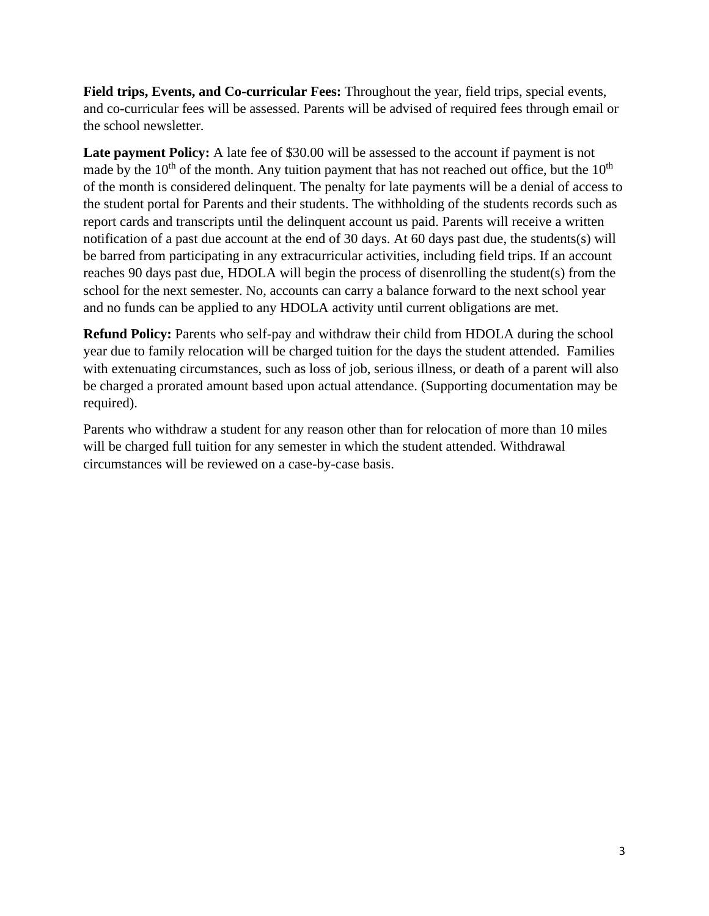**Field trips, Events, and Co-curricular Fees:** Throughout the year, field trips, special events, and co-curricular fees will be assessed. Parents will be advised of required fees through email or the school newsletter.

**Late payment Policy:** A late fee of $30.00 will be assessed to the account if payment is not made by the 10th of the month. Any tuition payment that has not reached out office, but the 10th of the month is considered delinquent. The penalty for late payments will be a denial of access to the student portal for Parents and their students. The withholding of the students records such as report cards and transcripts until the delinquent account us paid. Parents will receive a written notification of a past due account at the end of 30 days. At 60 days past due, the students(s) will be barred from participating in any extracurricular activities, including field trips. If an account reaches 90 days past due, HDOLA will begin the process of disenrolling the student(s) from the school for the next semester. No, accounts can carry a balance forward to the next school year and no funds can be applied to any HDOLA activity until current obligations are met.

**Refund Policy:** Parents who self-pay and withdraw their child from HDOLA during the school year due to family relocation will be charged tuition for the days the student attended. Families with extenuating circumstances, such as loss of job, serious illness, or death of a parent will also be charged a prorated amount based upon actual attendance. (Supporting documentation may be required).

Parents who withdraw a student for any reason other than for relocation of more than 10 miles will be charged full tuition for any semester in which the student attended. Withdrawal circumstances will be reviewed on a case-by-case basis.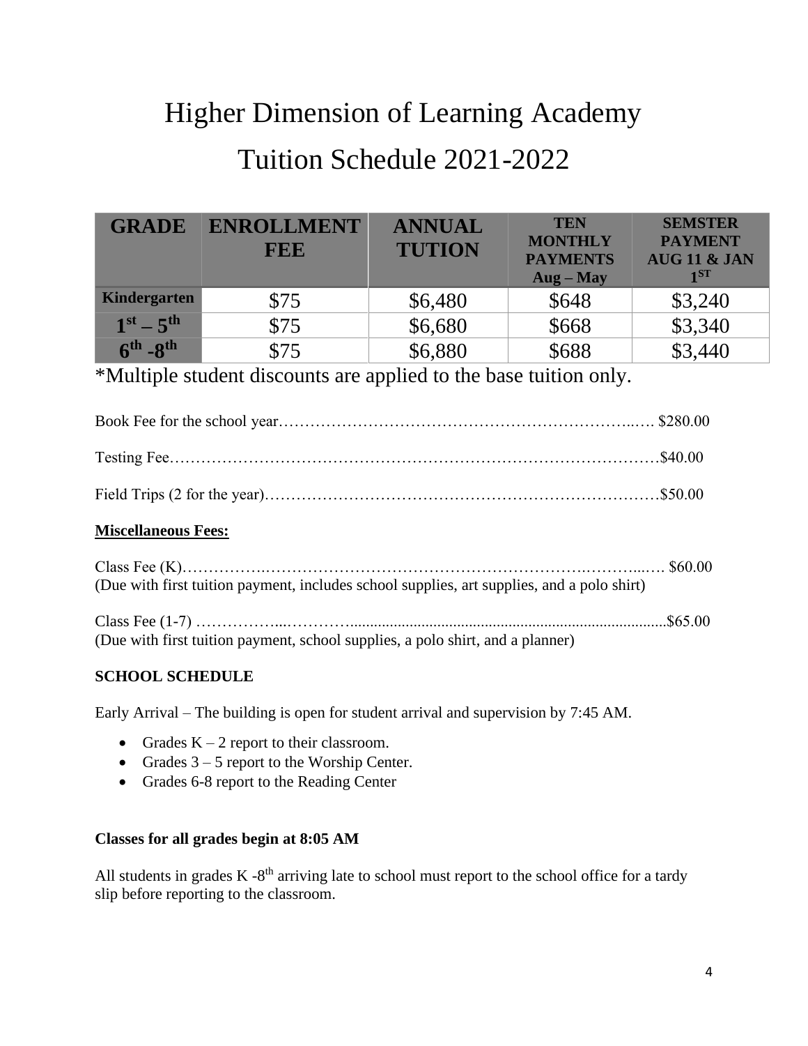# Higher Dimension of Learning Academy

# Tuition Schedule 2021-2022

| GRADE | ENROLLMENT FEE | ANNUAL TUTION | TEN MONTHLY PAYMENTS Aug – May | SEMSTER PAYMENT AUG 11 & JAN 1ST |
|---|---|---|---|---|
| Kindergarten | $75 | $6,480 | $648 | $3,240 |
| 1st – 5th | $75 | $6,680 | $668 | $3,340 |
| 6th -8th | $75 | $6,880 | $688 | $3,440 |

*Multiple student discounts are applied to the base tuition only.

Book Fee for the school year………………………………………………………..… $280.00

Testing Fee………………………………………………………………………………$40.00

Field Trips (2 for the year)…………………………………………………………………$50.00

**Miscellaneous Fees:**

Class Fee (K)……………..……………………………………………….………...… $60.00
(Due with first tuition payment, includes school supplies, art supplies, and a polo shirt)

Class Fee (1-7) ……………...………….......................................................................$65.00
(Due with first tuition payment, school supplies, a polo shirt, and a planner)

**SCHOOL SCHEDULE**

Early Arrival – The building is open for student arrival and supervision by 7:45 AM.

- Grades K – 2 report to their classroom.
- Grades 3 – 5 report to the Worship Center.
- Grades 6-8 report to the Reading Center

**Classes for all grades begin at 8:05 AM**

All students in grades K -8th arriving late to school must report to the school office for a tardy slip before reporting to the classroom.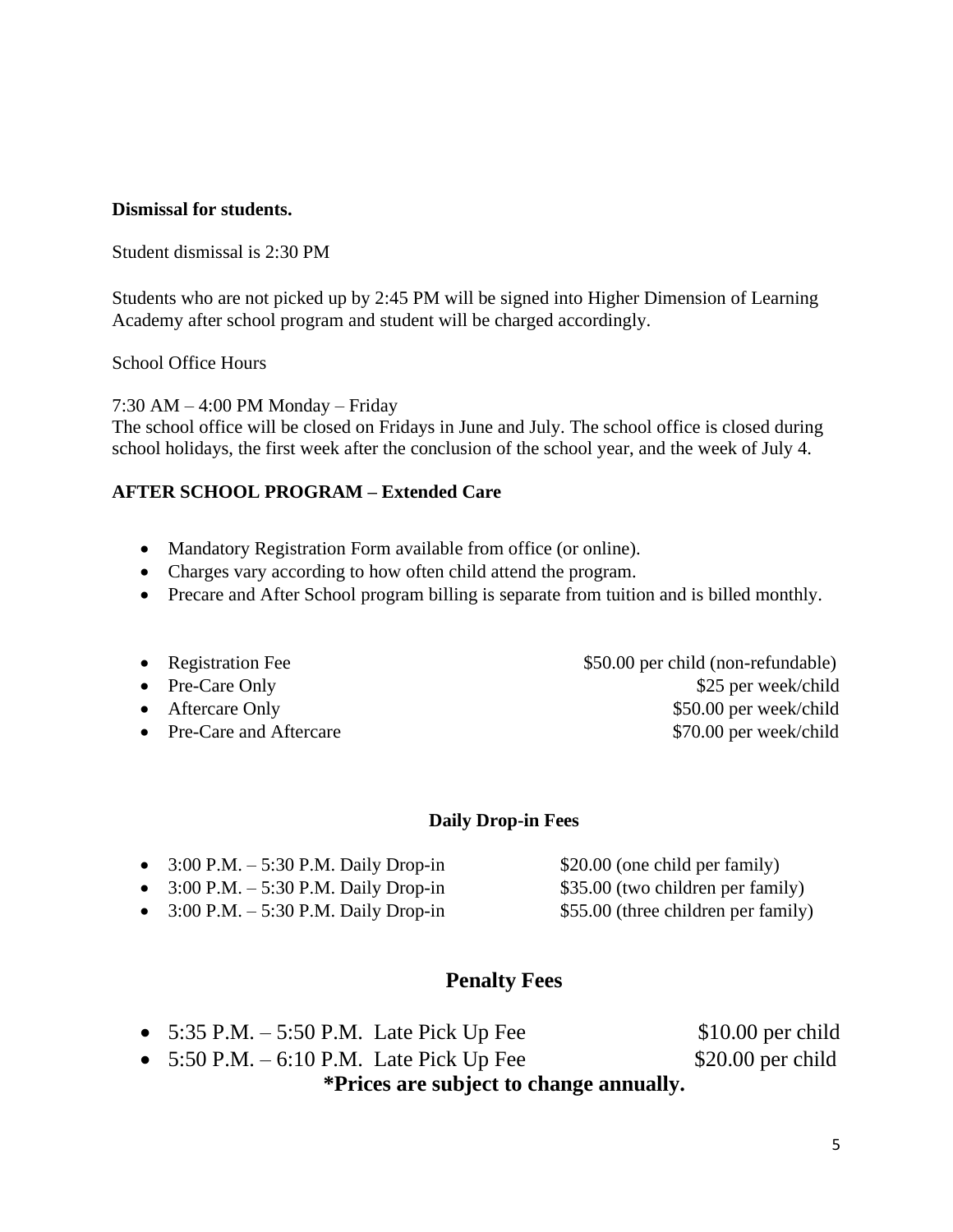**Dismissal for students.**

Student dismissal is 2:30 PM

Students who are not picked up by 2:45 PM will be signed into Higher Dimension of Learning Academy after school program and student will be charged accordingly.

School Office Hours

7:30 AM – 4:00 PM Monday – Friday
The school office will be closed on Fridays in June and July. The school office is closed during school holidays, the first week after the conclusion of the school year, and the week of July 4.

**AFTER SCHOOL PROGRAM – Extended Care**

- Mandatory Registration Form available from office (or online).
- Charges vary according to how often child attend the program.
- Precare and After School program billing is separate from tuition and is billed monthly.

- Registration Fee $50.00 per child (non-refundable)
- Pre-Care Only $25 per week/child
- Aftercare Only $50.00 per week/child
- Pre-Care and Aftercare $70.00 per week/child

**Daily Drop-in Fees**

- 3:00 P.M. – 5:30 P.M. Daily Drop-in $20.00 (one child per family)
- 3:00 P.M. – 5:30 P.M. Daily Drop-in $35.00 (two children per family)
- 3:00 P.M. – 5:30 P.M. Daily Drop-in $55.00 (three children per family)

## Penalty Fees

- 5:35 P.M. – 5:50 P.M. Late Pick Up Fee $10.00 per child
- 5:50 P.M. – 6:10 P.M. Late Pick Up Fee $20.00 per child

**\*Prices are subject to change annually.**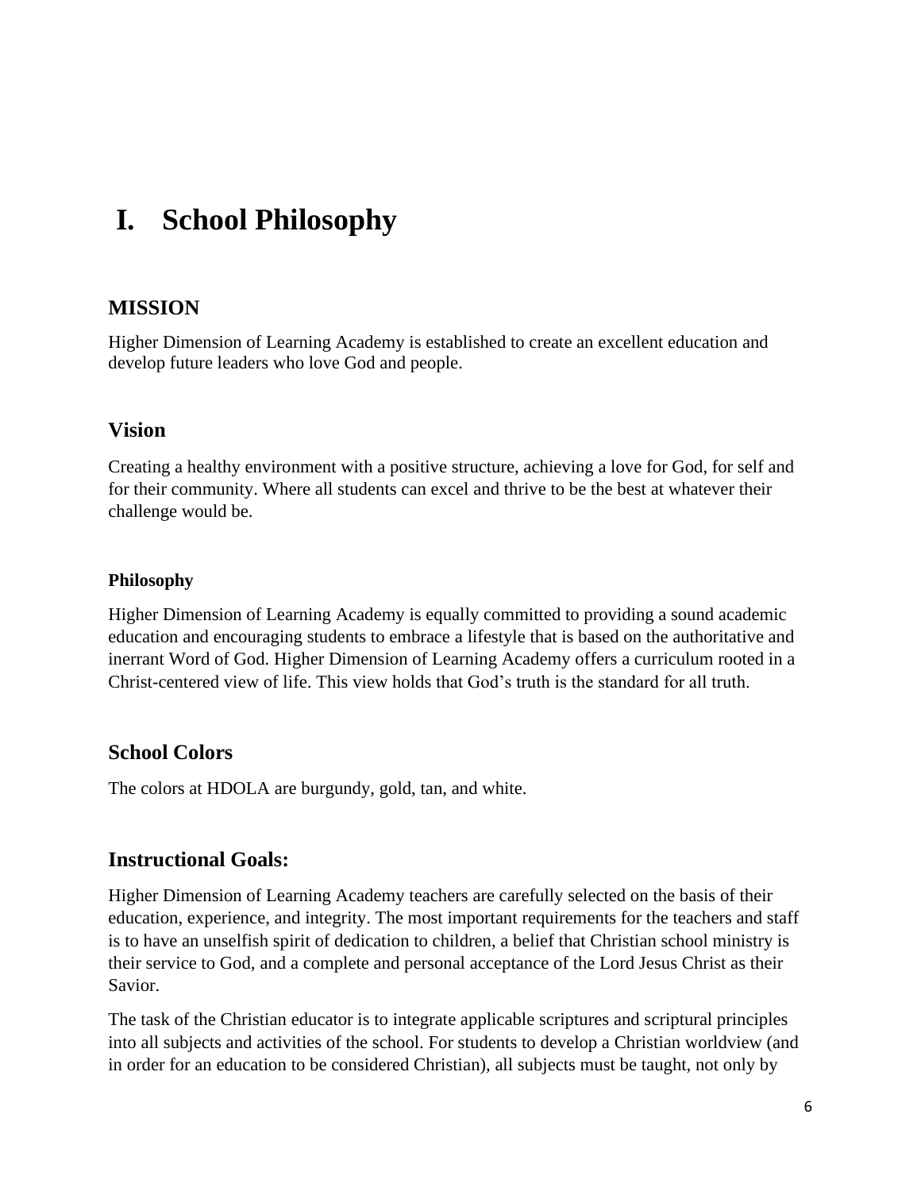# I. School Philosophy

## MISSION

Higher Dimension of Learning Academy is established to create an excellent education and develop future leaders who love God and people.

## Vision

Creating a healthy environment with a positive structure, achieving a love for God, for self and for their community. Where all students can excel and thrive to be the best at whatever their challenge would be.

### Philosophy

Higher Dimension of Learning Academy is equally committed to providing a sound academic education and encouraging students to embrace a lifestyle that is based on the authoritative and inerrant Word of God. Higher Dimension of Learning Academy offers a curriculum rooted in a Christ-centered view of life. This view holds that God's truth is the standard for all truth.

## School Colors

The colors at HDOLA are burgundy, gold, tan, and white.

## Instructional Goals:

Higher Dimension of Learning Academy teachers are carefully selected on the basis of their education, experience, and integrity. The most important requirements for the teachers and staff is to have an unselfish spirit of dedication to children, a belief that Christian school ministry is their service to God, and a complete and personal acceptance of the Lord Jesus Christ as their Savior.

The task of the Christian educator is to integrate applicable scriptures and scriptural principles into all subjects and activities of the school. For students to develop a Christian worldview (and in order for an education to be considered Christian), all subjects must be taught, not only by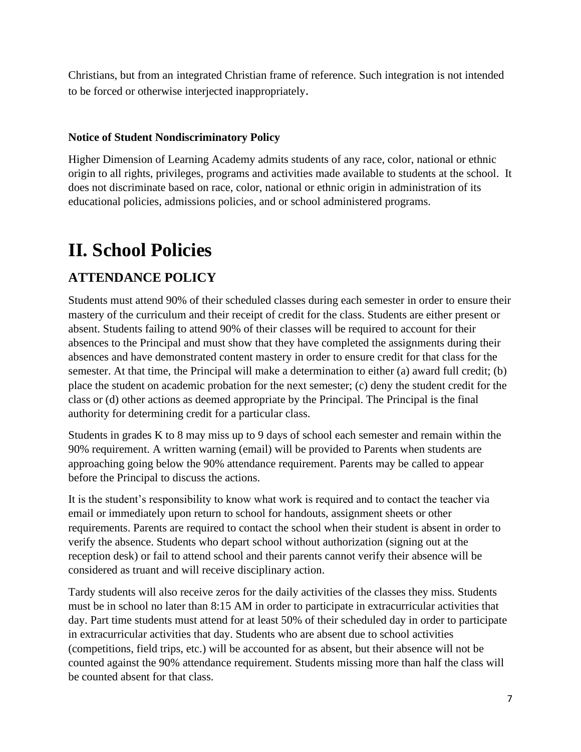Christians, but from an integrated Christian frame of reference. Such integration is not intended to be forced or otherwise interjected inappropriately.

**Notice of Student Nondiscriminatory Policy**

Higher Dimension of Learning Academy admits students of any race, color, national or ethnic origin to all rights, privileges, programs and activities made available to students at the school. It does not discriminate based on race, color, national or ethnic origin in administration of its educational policies, admissions policies, and or school administered programs.

# II. School Policies

## ATTENDANCE POLICY

Students must attend 90% of their scheduled classes during each semester in order to ensure their mastery of the curriculum and their receipt of credit for the class. Students are either present or absent. Students failing to attend 90% of their classes will be required to account for their absences to the Principal and must show that they have completed the assignments during their absences and have demonstrated content mastery in order to ensure credit for that class for the semester. At that time, the Principal will make a determination to either (a) award full credit; (b) place the student on academic probation for the next semester; (c) deny the student credit for the class or (d) other actions as deemed appropriate by the Principal. The Principal is the final authority for determining credit for a particular class.

Students in grades K to 8 may miss up to 9 days of school each semester and remain within the 90% requirement. A written warning (email) will be provided to Parents when students are approaching going below the 90% attendance requirement. Parents may be called to appear before the Principal to discuss the actions.

It is the student's responsibility to know what work is required and to contact the teacher via email or immediately upon return to school for handouts, assignment sheets or other requirements. Parents are required to contact the school when their student is absent in order to verify the absence. Students who depart school without authorization (signing out at the reception desk) or fail to attend school and their parents cannot verify their absence will be considered as truant and will receive disciplinary action.

Tardy students will also receive zeros for the daily activities of the classes they miss. Students must be in school no later than 8:15 AM in order to participate in extracurricular activities that day. Part time students must attend for at least 50% of their scheduled day in order to participate in extracurricular activities that day. Students who are absent due to school activities (competitions, field trips, etc.) will be accounted for as absent, but their absence will not be counted against the 90% attendance requirement. Students missing more than half the class will be counted absent for that class.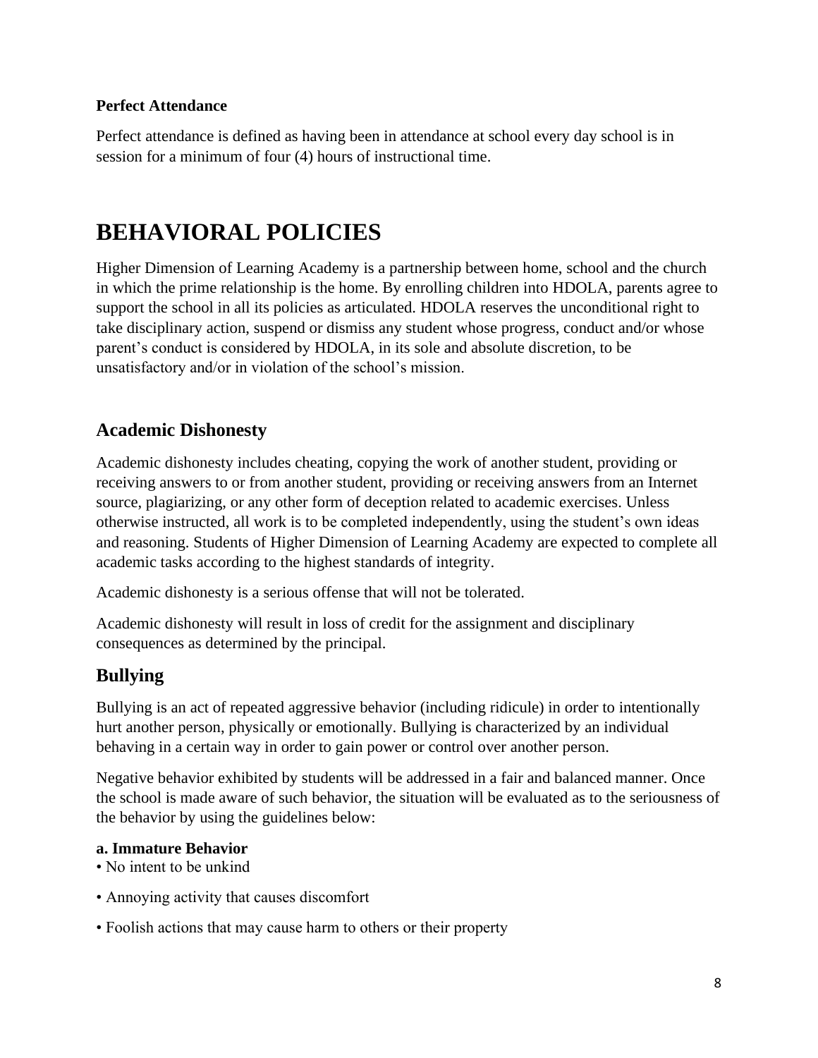**Perfect Attendance**

Perfect attendance is defined as having been in attendance at school every day school is in session for a minimum of four (4) hours of instructional time.

# BEHAVIORAL POLICIES

Higher Dimension of Learning Academy is a partnership between home, school and the church in which the prime relationship is the home. By enrolling children into HDOLA, parents agree to support the school in all its policies as articulated. HDOLA reserves the unconditional right to take disciplinary action, suspend or dismiss any student whose progress, conduct and/or whose parent's conduct is considered by HDOLA, in its sole and absolute discretion, to be unsatisfactory and/or in violation of the school's mission.

## Academic Dishonesty

Academic dishonesty includes cheating, copying the work of another student, providing or receiving answers to or from another student, providing or receiving answers from an Internet source, plagiarizing, or any other form of deception related to academic exercises. Unless otherwise instructed, all work is to be completed independently, using the student's own ideas and reasoning. Students of Higher Dimension of Learning Academy are expected to complete all academic tasks according to the highest standards of integrity.

Academic dishonesty is a serious offense that will not be tolerated.

Academic dishonesty will result in loss of credit for the assignment and disciplinary consequences as determined by the principal.

## Bullying

Bullying is an act of repeated aggressive behavior (including ridicule) in order to intentionally hurt another person, physically or emotionally. Bullying is characterized by an individual behaving in a certain way in order to gain power or control over another person.

Negative behavior exhibited by students will be addressed in a fair and balanced manner. Once the school is made aware of such behavior, the situation will be evaluated as to the seriousness of the behavior by using the guidelines below:

**a. Immature Behavior**

- No intent to be unkind
- Annoying activity that causes discomfort
- Foolish actions that may cause harm to others or their property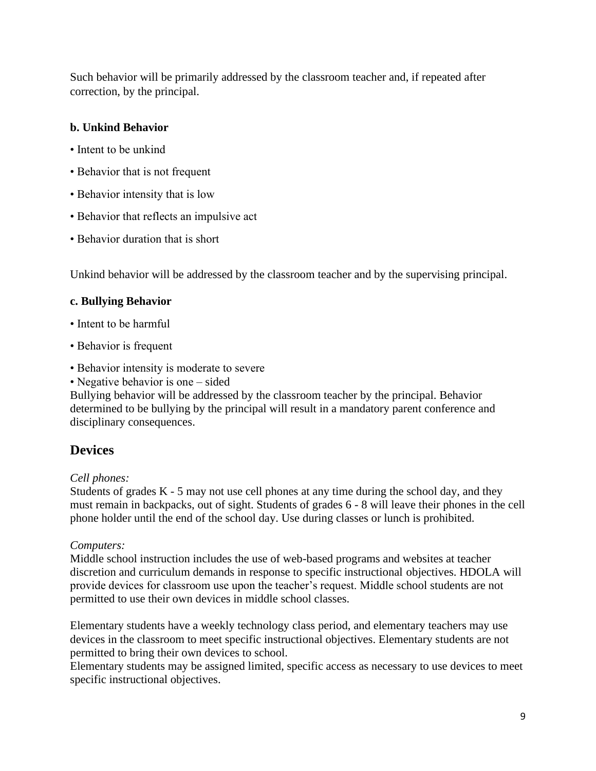Such behavior will be primarily addressed by the classroom teacher and, if repeated after correction, by the principal.

**b. Unkind Behavior**

- Intent to be unkind
- Behavior that is not frequent
- Behavior intensity that is low
- Behavior that reflects an impulsive act
- Behavior duration that is short

Unkind behavior will be addressed by the classroom teacher and by the supervising principal.

**c. Bullying Behavior**

- Intent to be harmful
- Behavior is frequent
- Behavior intensity is moderate to severe
- Negative behavior is one – sided

Bullying behavior will be addressed by the classroom teacher by the principal. Behavior determined to be bullying by the principal will result in a mandatory parent conference and disciplinary consequences.

## Devices

*Cell phones:*
Students of grades K - 5 may not use cell phones at any time during the school day, and they must remain in backpacks, out of sight. Students of grades 6 - 8 will leave their phones in the cell phone holder until the end of the school day. Use during classes or lunch is prohibited.

*Computers:*
Middle school instruction includes the use of web-based programs and websites at teacher discretion and curriculum demands in response to specific instructional objectives. HDOLA will provide devices for classroom use upon the teacher's request. Middle school students are not permitted to use their own devices in middle school classes.

Elementary students have a weekly technology class period, and elementary teachers may use devices in the classroom to meet specific instructional objectives. Elementary students are not permitted to bring their own devices to school.
Elementary students may be assigned limited, specific access as necessary to use devices to meet specific instructional objectives.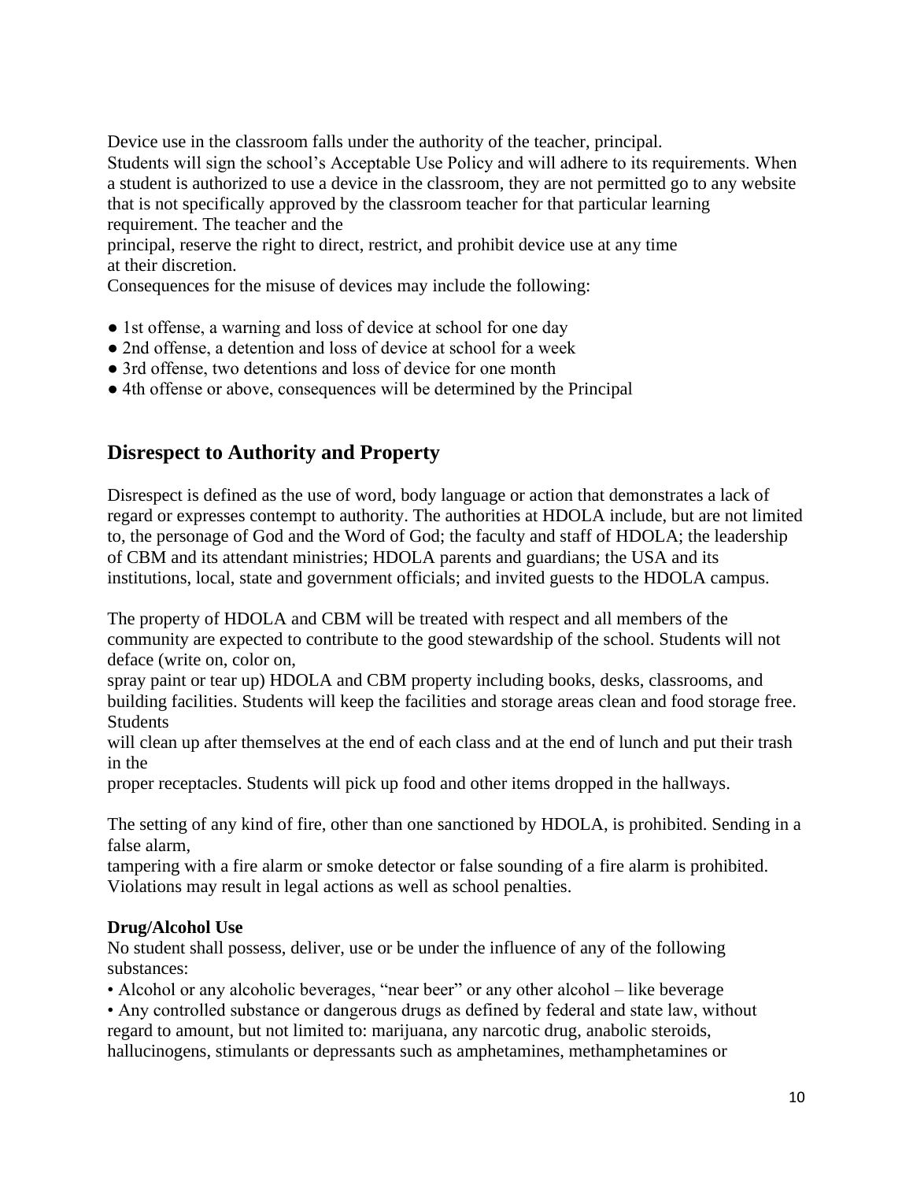Device use in the classroom falls under the authority of the teacher, principal.
Students will sign the school's Acceptable Use Policy and will adhere to its requirements. When a student is authorized to use a device in the classroom, they are not permitted go to any website that is not specifically approved by the classroom teacher for that particular learning requirement. The teacher and the principal, reserve the right to direct, restrict, and prohibit device use at any time at their discretion.
Consequences for the misuse of devices may include the following:

- 1st offense, a warning and loss of device at school for one day
- 2nd offense, a detention and loss of device at school for a week
- 3rd offense, two detentions and loss of device for one month
- 4th offense or above, consequences will be determined by the Principal

## Disrespect to Authority and Property

Disrespect is defined as the use of word, body language or action that demonstrates a lack of regard or expresses contempt to authority. The authorities at HDOLA include, but are not limited to, the personage of God and the Word of God; the faculty and staff of HDOLA; the leadership of CBM and its attendant ministries; HDOLA parents and guardians; the USA and its institutions, local, state and government officials; and invited guests to the HDOLA campus.

The property of HDOLA and CBM will be treated with respect and all members of the community are expected to contribute to the good stewardship of the school. Students will not deface (write on, color on, spray paint or tear up) HDOLA and CBM property including books, desks, classrooms, and building facilities. Students will keep the facilities and storage areas clean and food storage free. Students will clean up after themselves at the end of each class and at the end of lunch and put their trash in the proper receptacles. Students will pick up food and other items dropped in the hallways.

The setting of any kind of fire, other than one sanctioned by HDOLA, is prohibited. Sending in a false alarm, tampering with a fire alarm or smoke detector or false sounding of a fire alarm is prohibited. Violations may result in legal actions as well as school penalties.

**Drug/Alcohol Use**
No student shall possess, deliver, use or be under the influence of any of the following substances:

- Alcohol or any alcoholic beverages, "near beer" or any other alcohol – like beverage
- Any controlled substance or dangerous drugs as defined by federal and state law, without regard to amount, but not limited to: marijuana, any narcotic drug, anabolic steroids, hallucinogens, stimulants or depressants such as amphetamines, methamphetamines or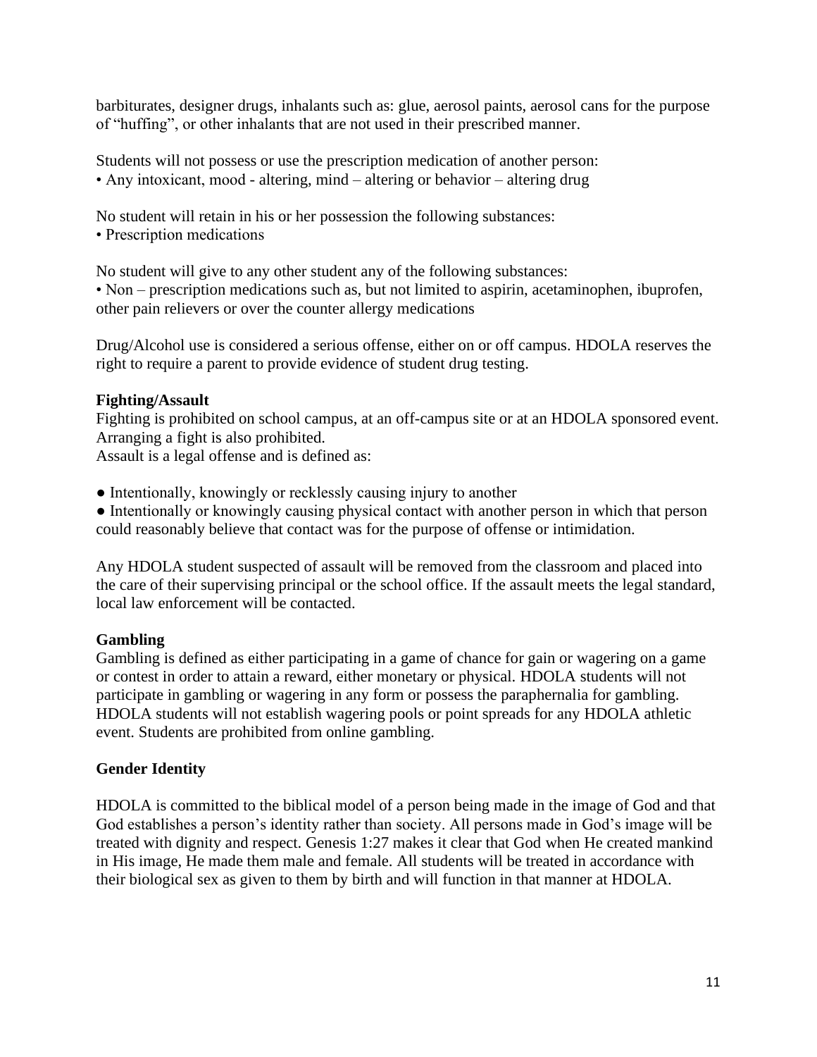barbiturates, designer drugs, inhalants such as: glue, aerosol paints, aerosol cans for the purpose of "huffing", or other inhalants that are not used in their prescribed manner.

Students will not possess or use the prescription medication of another person:
• Any intoxicant, mood - altering, mind – altering or behavior – altering drug

No student will retain in his or her possession the following substances:
• Prescription medications

No student will give to any other student any of the following substances:
• Non – prescription medications such as, but not limited to aspirin, acetaminophen, ibuprofen, other pain relievers or over the counter allergy medications

Drug/Alcohol use is considered a serious offense, either on or off campus. HDOLA reserves the right to require a parent to provide evidence of student drug testing.

**Fighting/Assault**

Fighting is prohibited on school campus, at an off-campus site or at an HDOLA sponsored event. Arranging a fight is also prohibited.
Assault is a legal offense and is defined as:

- Intentionally, knowingly or recklessly causing injury to another
- Intentionally or knowingly causing physical contact with another person in which that person could reasonably believe that contact was for the purpose of offense or intimidation.

Any HDOLA student suspected of assault will be removed from the classroom and placed into the care of their supervising principal or the school office. If the assault meets the legal standard, local law enforcement will be contacted.

**Gambling**

Gambling is defined as either participating in a game of chance for gain or wagering on a game or contest in order to attain a reward, either monetary or physical. HDOLA students will not participate in gambling or wagering in any form or possess the paraphernalia for gambling. HDOLA students will not establish wagering pools or point spreads for any HDOLA athletic event. Students are prohibited from online gambling.

**Gender Identity**

HDOLA is committed to the biblical model of a person being made in the image of God and that God establishes a person's identity rather than society. All persons made in God's image will be treated with dignity and respect. Genesis 1:27 makes it clear that God when He created mankind in His image, He made them male and female. All students will be treated in accordance with their biological sex as given to them by birth and will function in that manner at HDOLA.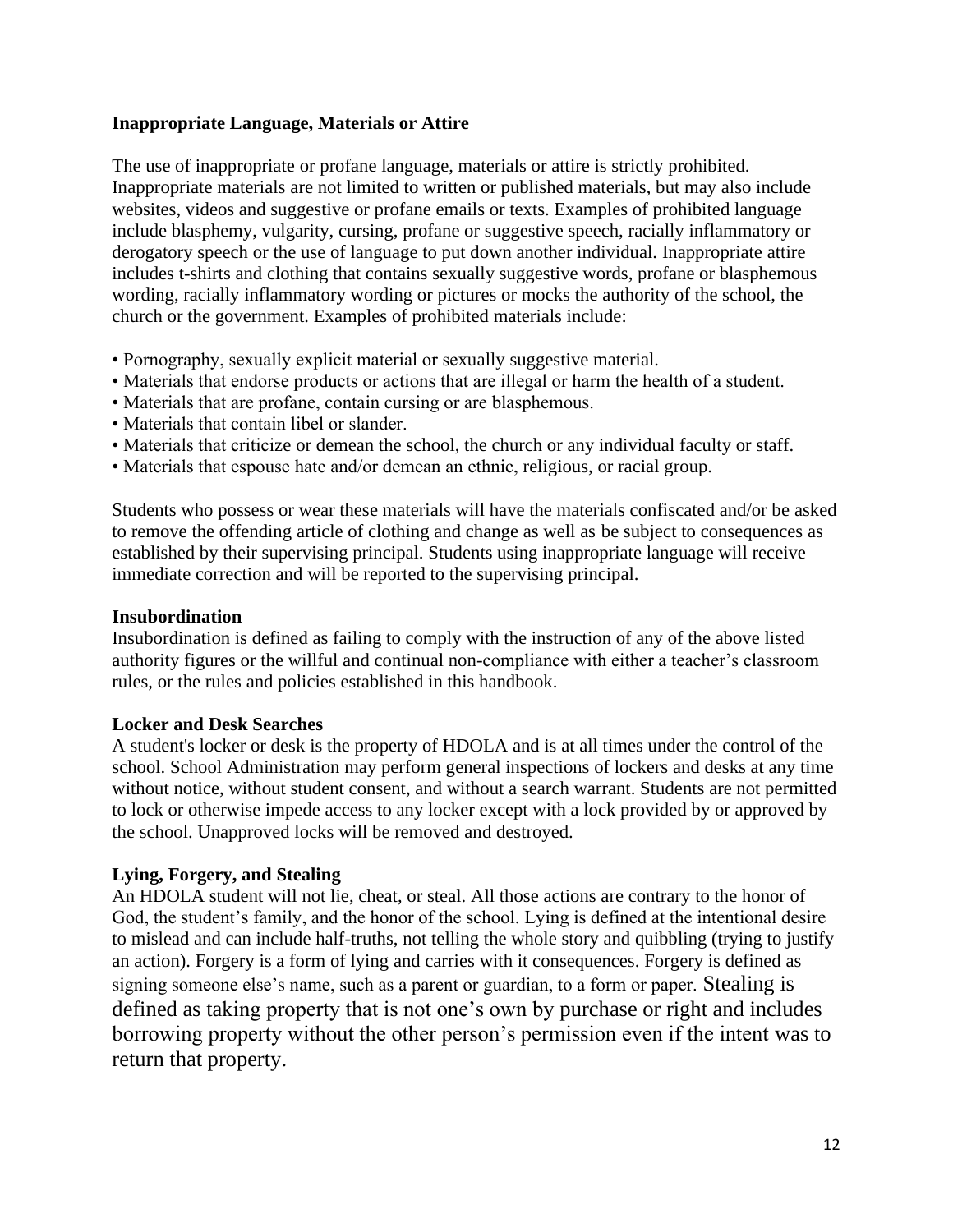**Inappropriate Language, Materials or Attire**

The use of inappropriate or profane language, materials or attire is strictly prohibited. Inappropriate materials are not limited to written or published materials, but may also include websites, videos and suggestive or profane emails or texts. Examples of prohibited language include blasphemy, vulgarity, cursing, profane or suggestive speech, racially inflammatory or derogatory speech or the use of language to put down another individual. Inappropriate attire includes t-shirts and clothing that contains sexually suggestive words, profane or blasphemous wording, racially inflammatory wording or pictures or mocks the authority of the school, the church or the government. Examples of prohibited materials include:

- Pornography, sexually explicit material or sexually suggestive material.
- Materials that endorse products or actions that are illegal or harm the health of a student.
- Materials that are profane, contain cursing or are blasphemous.
- Materials that contain libel or slander.
- Materials that criticize or demean the school, the church or any individual faculty or staff.
- Materials that espouse hate and/or demean an ethnic, religious, or racial group.

Students who possess or wear these materials will have the materials confiscated and/or be asked to remove the offending article of clothing and change as well as be subject to consequences as established by their supervising principal. Students using inappropriate language will receive immediate correction and will be reported to the supervising principal.

**Insubordination**

Insubordination is defined as failing to comply with the instruction of any of the above listed authority figures or the willful and continual non-compliance with either a teacher's classroom rules, or the rules and policies established in this handbook.

**Locker and Desk Searches**

A student's locker or desk is the property of HDOLA and is at all times under the control of the school. School Administration may perform general inspections of lockers and desks at any time without notice, without student consent, and without a search warrant. Students are not permitted to lock or otherwise impede access to any locker except with a lock provided by or approved by the school. Unapproved locks will be removed and destroyed.

**Lying, Forgery, and Stealing**

An HDOLA student will not lie, cheat, or steal. All those actions are contrary to the honor of God, the student's family, and the honor of the school. Lying is defined at the intentional desire to mislead and can include half-truths, not telling the whole story and quibbling (trying to justify an action). Forgery is a form of lying and carries with it consequences. Forgery is defined as signing someone else's name, such as a parent or guardian, to a form or paper. Stealing is defined as taking property that is not one's own by purchase or right and includes borrowing property without the other person's permission even if the intent was to return that property.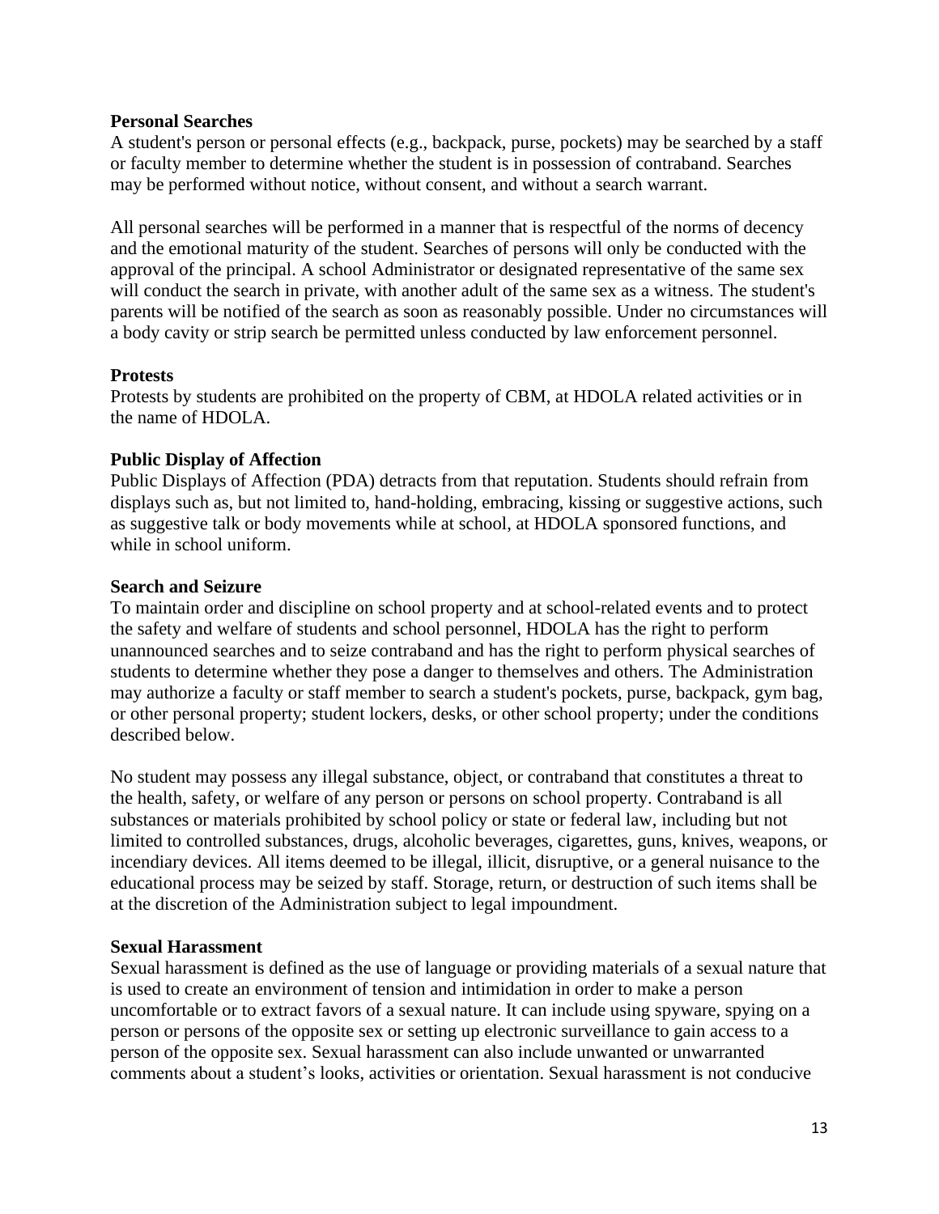**Personal Searches**

A student's person or personal effects (e.g., backpack, purse, pockets) may be searched by a staff or faculty member to determine whether the student is in possession of contraband. Searches may be performed without notice, without consent, and without a search warrant.

All personal searches will be performed in a manner that is respectful of the norms of decency and the emotional maturity of the student. Searches of persons will only be conducted with the approval of the principal. A school Administrator or designated representative of the same sex will conduct the search in private, with another adult of the same sex as a witness. The student's parents will be notified of the search as soon as reasonably possible. Under no circumstances will a body cavity or strip search be permitted unless conducted by law enforcement personnel.

**Protests**

Protests by students are prohibited on the property of CBM, at HDOLA related activities or in the name of HDOLA.

**Public Display of Affection**

Public Displays of Affection (PDA) detracts from that reputation. Students should refrain from displays such as, but not limited to, hand-holding, embracing, kissing or suggestive actions, such as suggestive talk or body movements while at school, at HDOLA sponsored functions, and while in school uniform.

**Search and Seizure**

To maintain order and discipline on school property and at school-related events and to protect the safety and welfare of students and school personnel, HDOLA has the right to perform unannounced searches and to seize contraband and has the right to perform physical searches of students to determine whether they pose a danger to themselves and others. The Administration may authorize a faculty or staff member to search a student's pockets, purse, backpack, gym bag, or other personal property; student lockers, desks, or other school property; under the conditions described below.

No student may possess any illegal substance, object, or contraband that constitutes a threat to the health, safety, or welfare of any person or persons on school property. Contraband is all substances or materials prohibited by school policy or state or federal law, including but not limited to controlled substances, drugs, alcoholic beverages, cigarettes, guns, knives, weapons, or incendiary devices. All items deemed to be illegal, illicit, disruptive, or a general nuisance to the educational process may be seized by staff. Storage, return, or destruction of such items shall be at the discretion of the Administration subject to legal impoundment.

**Sexual Harassment**

Sexual harassment is defined as the use of language or providing materials of a sexual nature that is used to create an environment of tension and intimidation in order to make a person uncomfortable or to extract favors of a sexual nature. It can include using spyware, spying on a person or persons of the opposite sex or setting up electronic surveillance to gain access to a person of the opposite sex. Sexual harassment can also include unwanted or unwarranted comments about a student's looks, activities or orientation. Sexual harassment is not conducive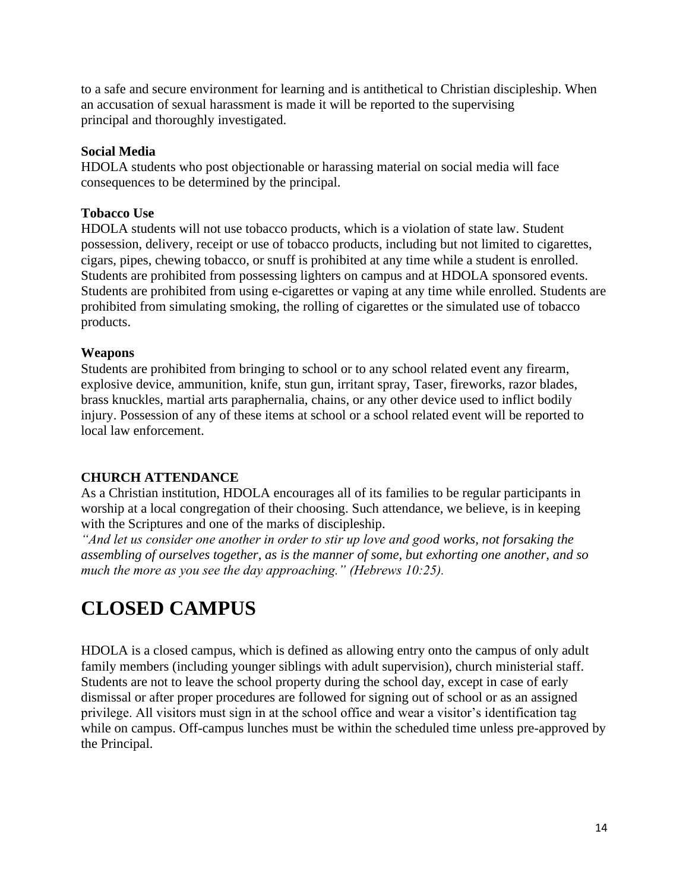to a safe and secure environment for learning and is antithetical to Christian discipleship. When an accusation of sexual harassment is made it will be reported to the supervising principal and thoroughly investigated.

**Social Media**

HDOLA students who post objectionable or harassing material on social media will face consequences to be determined by the principal.

**Tobacco Use**

HDOLA students will not use tobacco products, which is a violation of state law. Student possession, delivery, receipt or use of tobacco products, including but not limited to cigarettes, cigars, pipes, chewing tobacco, or snuff is prohibited at any time while a student is enrolled. Students are prohibited from possessing lighters on campus and at HDOLA sponsored events. Students are prohibited from using e-cigarettes or vaping at any time while enrolled. Students are prohibited from simulating smoking, the rolling of cigarettes or the simulated use of tobacco products.

**Weapons**

Students are prohibited from bringing to school or to any school related event any firearm, explosive device, ammunition, knife, stun gun, irritant spray, Taser, fireworks, razor blades, brass knuckles, martial arts paraphernalia, chains, or any other device used to inflict bodily injury. Possession of any of these items at school or a school related event will be reported to local law enforcement.

**CHURCH ATTENDANCE**

As a Christian institution, HDOLA encourages all of its families to be regular participants in worship at a local congregation of their choosing. Such attendance, we believe, is in keeping with the Scriptures and one of the marks of discipleship.

*"And let us consider one another in order to stir up love and good works, not forsaking the assembling of ourselves together, as is the manner of some, but exhorting one another, and so much the more as you see the day approaching." (Hebrews 10:25).*

# CLOSED CAMPUS

HDOLA is a closed campus, which is defined as allowing entry onto the campus of only adult family members (including younger siblings with adult supervision), church ministerial staff. Students are not to leave the school property during the school day, except in case of early dismissal or after proper procedures are followed for signing out of school or as an assigned privilege. All visitors must sign in at the school office and wear a visitor's identification tag while on campus. Off-campus lunches must be within the scheduled time unless pre-approved by the Principal.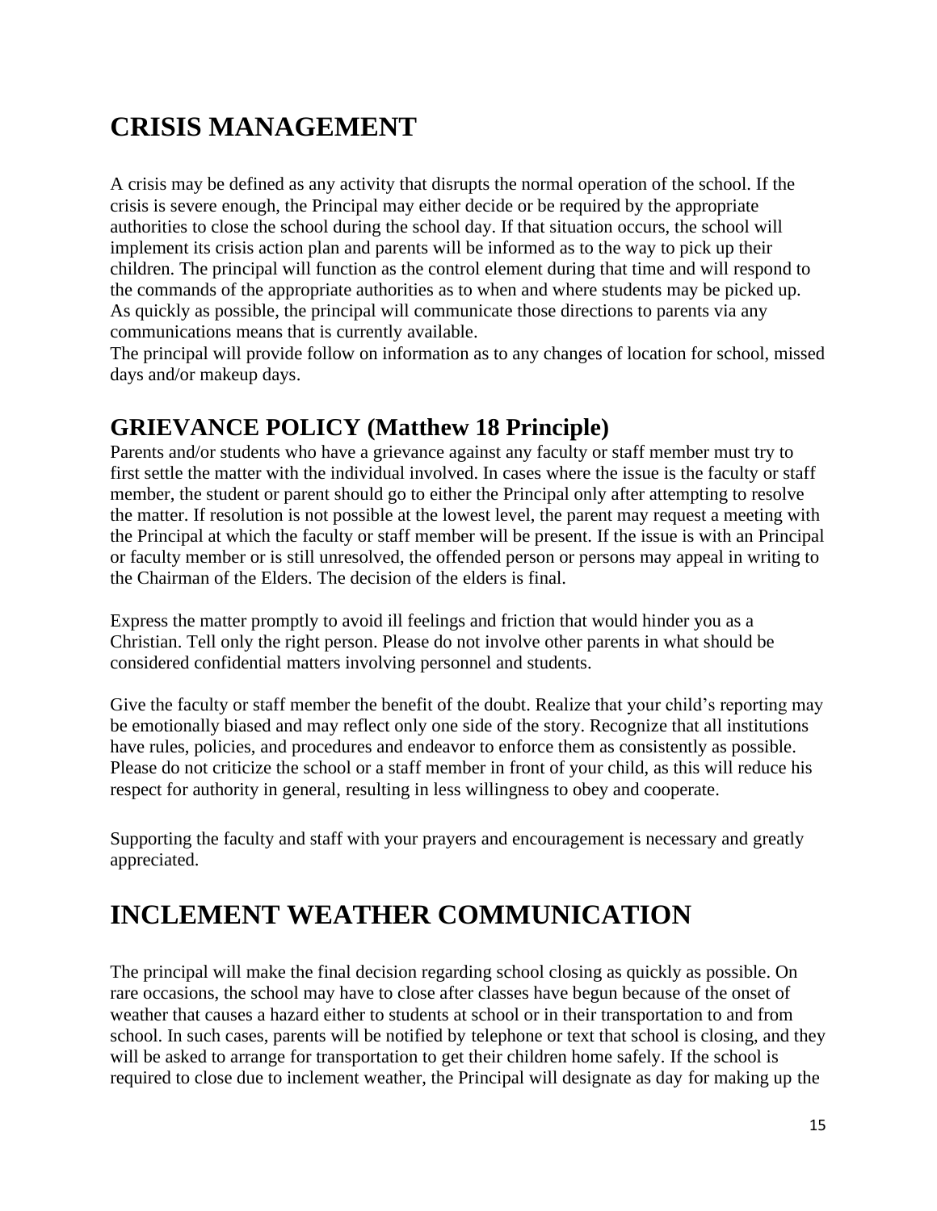# CRISIS MANAGEMENT

A crisis may be defined as any activity that disrupts the normal operation of the school. If the crisis is severe enough, the Principal may either decide or be required by the appropriate authorities to close the school during the school day. If that situation occurs, the school will implement its crisis action plan and parents will be informed as to the way to pick up their children. The principal will function as the control element during that time and will respond to the commands of the appropriate authorities as to when and where students may be picked up. As quickly as possible, the principal will communicate those directions to parents via any communications means that is currently available.

The principal will provide follow on information as to any changes of location for school, missed days and/or makeup days.

## GRIEVANCE POLICY (Matthew 18 Principle)

Parents and/or students who have a grievance against any faculty or staff member must try to first settle the matter with the individual involved. In cases where the issue is the faculty or staff member, the student or parent should go to either the Principal only after attempting to resolve the matter. If resolution is not possible at the lowest level, the parent may request a meeting with the Principal at which the faculty or staff member will be present. If the issue is with an Principal or faculty member or is still unresolved, the offended person or persons may appeal in writing to the Chairman of the Elders. The decision of the elders is final.

Express the matter promptly to avoid ill feelings and friction that would hinder you as a Christian. Tell only the right person. Please do not involve other parents in what should be considered confidential matters involving personnel and students.

Give the faculty or staff member the benefit of the doubt. Realize that your child's reporting may be emotionally biased and may reflect only one side of the story. Recognize that all institutions have rules, policies, and procedures and endeavor to enforce them as consistently as possible. Please do not criticize the school or a staff member in front of your child, as this will reduce his respect for authority in general, resulting in less willingness to obey and cooperate.

Supporting the faculty and staff with your prayers and encouragement is necessary and greatly appreciated.

# INCLEMENT WEATHER COMMUNICATION

The principal will make the final decision regarding school closing as quickly as possible. On rare occasions, the school may have to close after classes have begun because of the onset of weather that causes a hazard either to students at school or in their transportation to and from school. In such cases, parents will be notified by telephone or text that school is closing, and they will be asked to arrange for transportation to get their children home safely. If the school is required to close due to inclement weather, the Principal will designate as day for making up the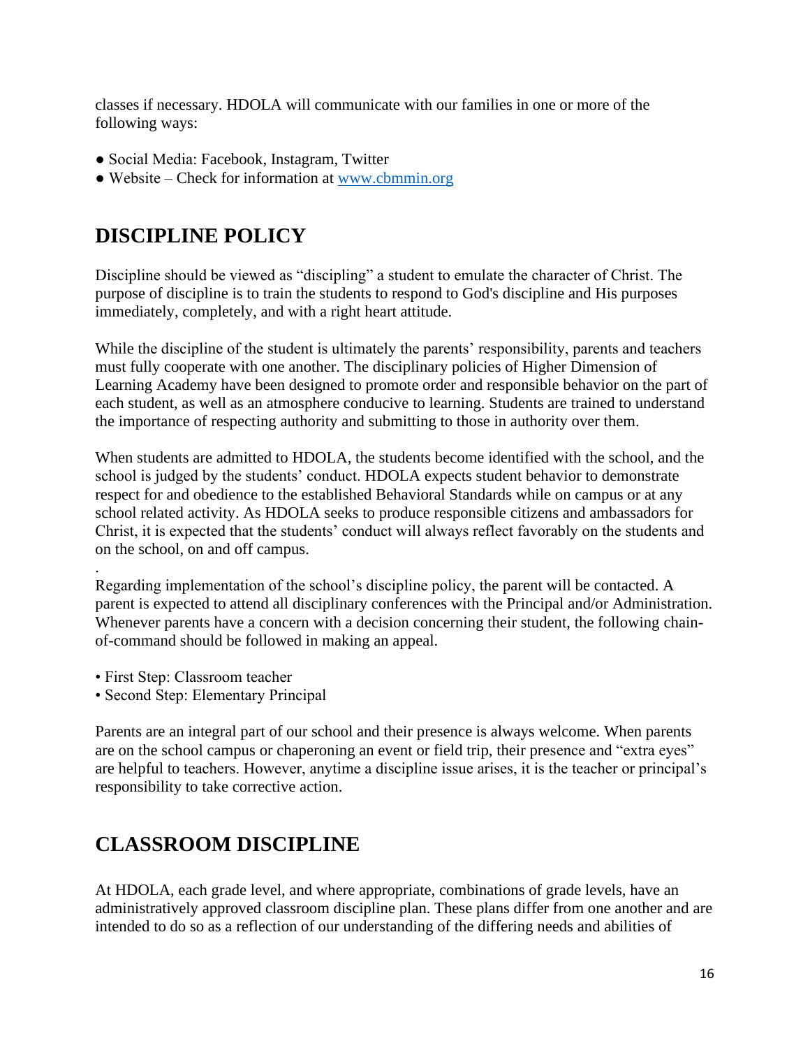classes if necessary. HDOLA will communicate with our families in one or more of the following ways:

- Social Media: Facebook, Instagram, Twitter
- Website – Check for information at [www.cbmmin.org](http://www.cbmmin.org)

## DISCIPLINE POLICY

Discipline should be viewed as "discipling" a student to emulate the character of Christ. The purpose of discipline is to train the students to respond to God's discipline and His purposes immediately, completely, and with a right heart attitude.

While the discipline of the student is ultimately the parents' responsibility, parents and teachers must fully cooperate with one another. The disciplinary policies of Higher Dimension of Learning Academy have been designed to promote order and responsible behavior on the part of each student, as well as an atmosphere conducive to learning. Students are trained to understand the importance of respecting authority and submitting to those in authority over them.

When students are admitted to HDOLA, the students become identified with the school, and the school is judged by the students' conduct. HDOLA expects student behavior to demonstrate respect for and obedience to the established Behavioral Standards while on campus or at any school related activity. As HDOLA seeks to produce responsible citizens and ambassadors for Christ, it is expected that the students' conduct will always reflect favorably on the students and on the school, on and off campus.

.
Regarding implementation of the school's discipline policy, the parent will be contacted. A parent is expected to attend all disciplinary conferences with the Principal and/or Administration. Whenever parents have a concern with a decision concerning their student, the following chain-of-command should be followed in making an appeal.

- First Step: Classroom teacher
- Second Step: Elementary Principal

Parents are an integral part of our school and their presence is always welcome. When parents are on the school campus or chaperoning an event or field trip, their presence and "extra eyes" are helpful to teachers. However, anytime a discipline issue arises, it is the teacher or principal's responsibility to take corrective action.

## CLASSROOM DISCIPLINE

At HDOLA, each grade level, and where appropriate, combinations of grade levels, have an administratively approved classroom discipline plan. These plans differ from one another and are intended to do so as a reflection of our understanding of the differing needs and abilities of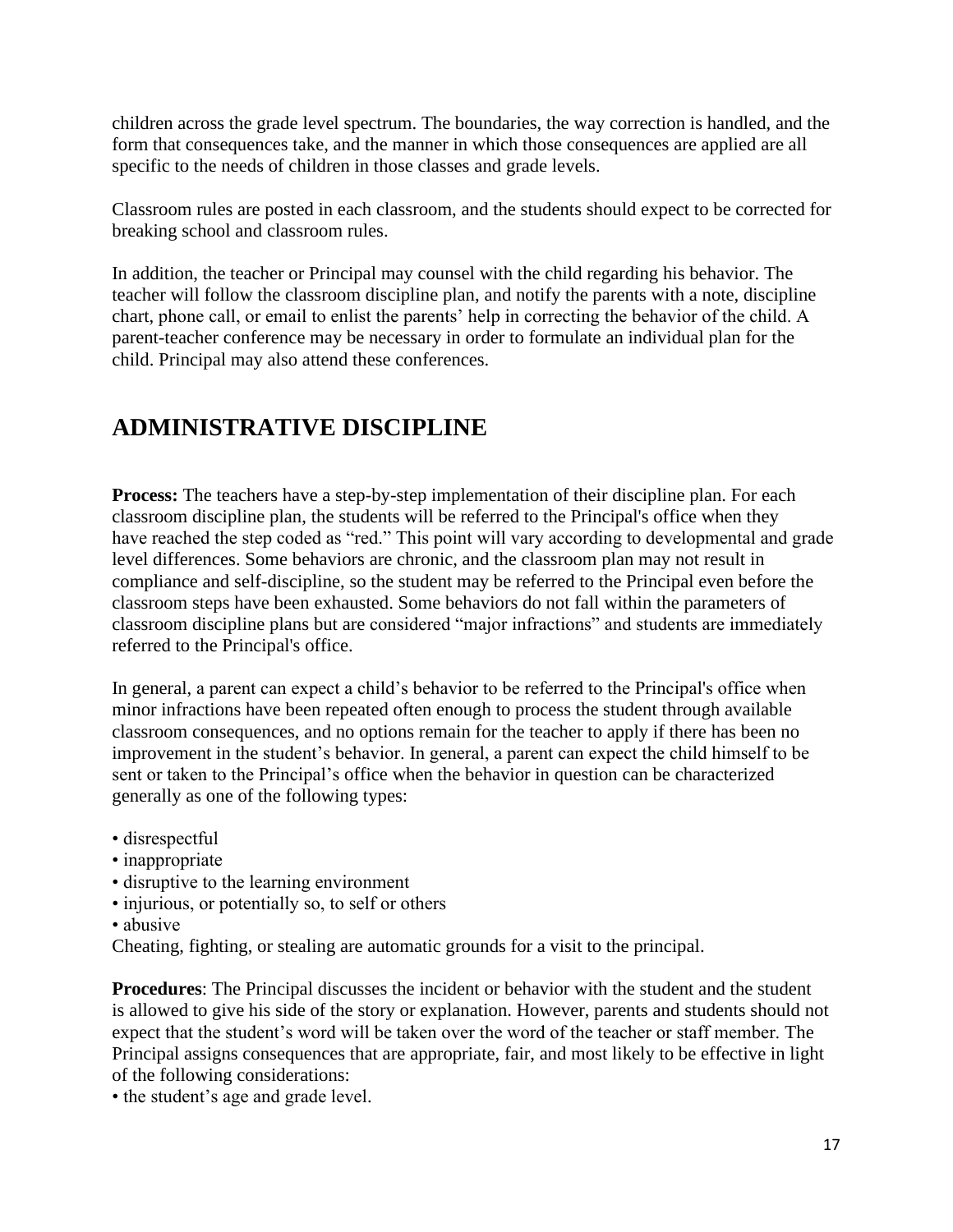children across the grade level spectrum. The boundaries, the way correction is handled, and the form that consequences take, and the manner in which those consequences are applied are all specific to the needs of children in those classes and grade levels.

Classroom rules are posted in each classroom, and the students should expect to be corrected for breaking school and classroom rules.

In addition, the teacher or Principal may counsel with the child regarding his behavior. The teacher will follow the classroom discipline plan, and notify the parents with a note, discipline chart, phone call, or email to enlist the parents' help in correcting the behavior of the child. A parent-teacher conference may be necessary in order to formulate an individual plan for the child. Principal may also attend these conferences.

## ADMINISTRATIVE DISCIPLINE

**Process:** The teachers have a step-by-step implementation of their discipline plan. For each classroom discipline plan, the students will be referred to the Principal's office when they have reached the step coded as "red." This point will vary according to developmental and grade level differences. Some behaviors are chronic, and the classroom plan may not result in compliance and self-discipline, so the student may be referred to the Principal even before the classroom steps have been exhausted. Some behaviors do not fall within the parameters of classroom discipline plans but are considered "major infractions" and students are immediately referred to the Principal's office.

In general, a parent can expect a child's behavior to be referred to the Principal's office when minor infractions have been repeated often enough to process the student through available classroom consequences, and no options remain for the teacher to apply if there has been no improvement in the student's behavior. In general, a parent can expect the child himself to be sent or taken to the Principal's office when the behavior in question can be characterized generally as one of the following types:

- disrespectful
- inappropriate
- disruptive to the learning environment
- injurious, or potentially so, to self or others
- abusive

Cheating, fighting, or stealing are automatic grounds for a visit to the principal.

**Procedures**: The Principal discusses the incident or behavior with the student and the student is allowed to give his side of the story or explanation. However, parents and students should not expect that the student's word will be taken over the word of the teacher or staff member. The Principal assigns consequences that are appropriate, fair, and most likely to be effective in light of the following considerations:

- the student's age and grade level.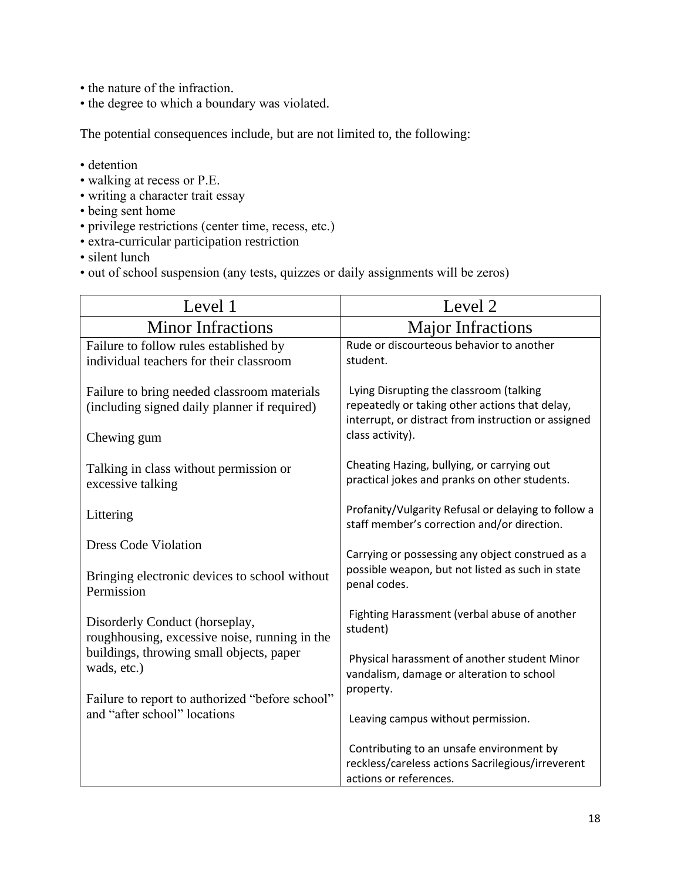- the nature of the infraction.
- the degree to which a boundary was violated.

The potential consequences include, but are not limited to, the following:

- detention
- walking at recess or P.E.
- writing a character trait essay
- being sent home
- privilege restrictions (center time, recess, etc.)
- extra-curricular participation restriction
- silent lunch
- out of school suspension (any tests, quizzes or daily assignments will be zeros)

| Level 1 | Level 2 |
|---|---|
| Minor Infractions | Major Infractions |
| Failure to follow rules established by individual teachers for their classroom<br><br>Failure to bring needed classroom materials (including signed daily planner if required)<br><br>Chewing gum<br><br>Talking in class without permission or excessive talking<br><br>Littering<br><br>Dress Code Violation<br><br>Bringing electronic devices to school without Permission<br><br>Disorderly Conduct (horseplay, roughhousing, excessive noise, running in the buildings, throwing small objects, paper wads, etc.)<br><br>Failure to report to authorized "before school" and "after school" locations | Rude or discourteous behavior to another student.<br><br>Lying Disrupting the classroom (talking repeatedly or taking other actions that delay, interrupt, or distract from instruction or assigned class activity).<br><br>Cheating Hazing, bullying, or carrying out practical jokes and pranks on other students.<br><br>Profanity/Vulgarity Refusal or delaying to follow a staff member's correction and/or direction.<br><br>Carrying or possessing any object construed as a possible weapon, but not listed as such in state penal codes.<br><br>Fighting Harassment (verbal abuse of another student)<br><br>Physical harassment of another student Minor vandalism, damage or alteration to school property.<br><br>Leaving campus without permission.<br><br>Contributing to an unsafe environment by reckless/careless actions Sacrilegious/irreverent actions or references. |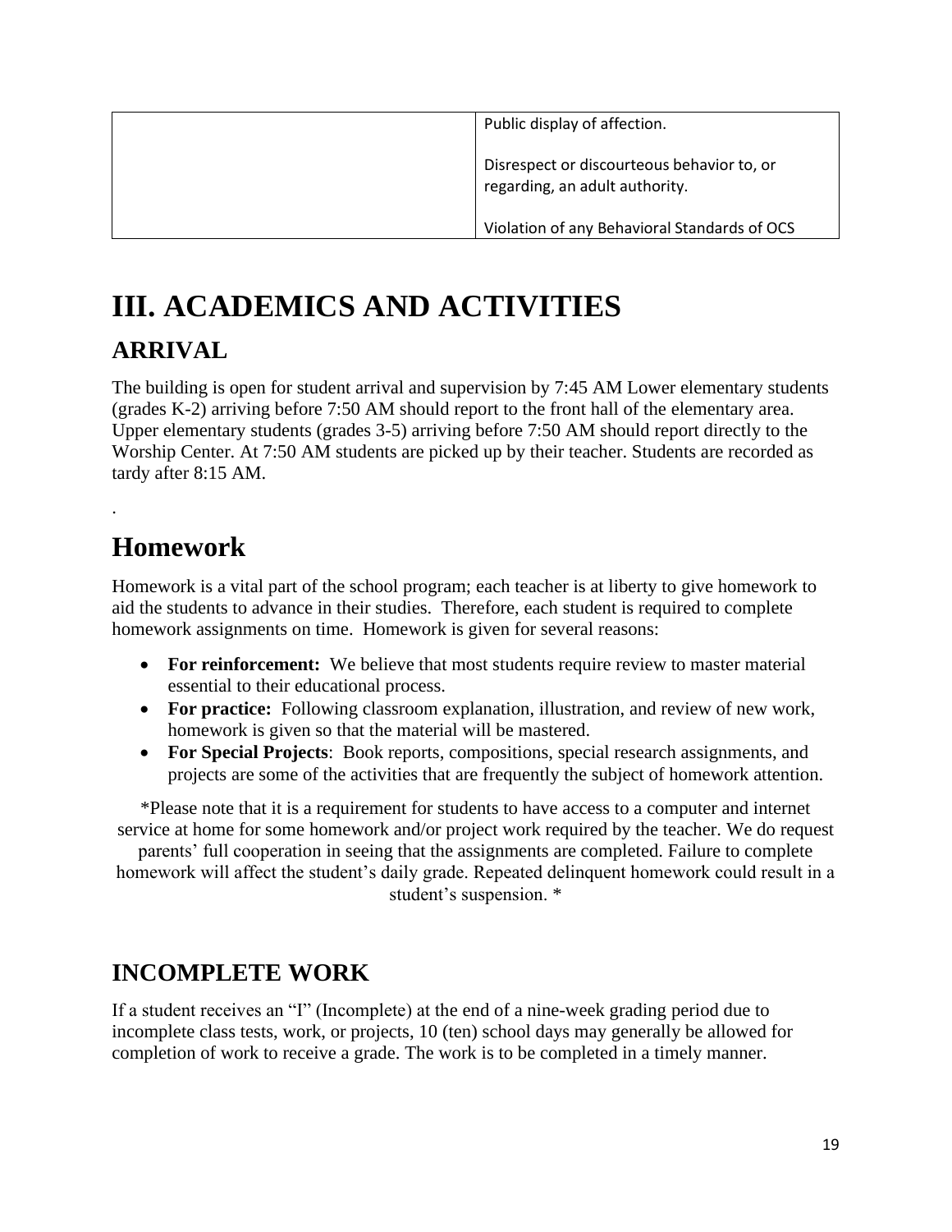| | |
|---|---|
| | Public display of affection.<br><br>Disrespect or discourteous behavior to, or regarding, an adult authority.<br><br>Violation of any Behavioral Standards of OCS |

# III. ACADEMICS AND ACTIVITIES

## ARRIVAL

The building is open for student arrival and supervision by 7:45 AM Lower elementary students (grades K-2) arriving before 7:50 AM should report to the front hall of the elementary area. Upper elementary students (grades 3-5) arriving before 7:50 AM should report directly to the Worship Center. At 7:50 AM students are picked up by their teacher. Students are recorded as tardy after 8:15 AM.

.

# Homework

Homework is a vital part of the school program; each teacher is at liberty to give homework to aid the students to advance in their studies. Therefore, each student is required to complete homework assignments on time. Homework is given for several reasons:

- **For reinforcement:** We believe that most students require review to master material essential to their educational process.
- **For practice:** Following classroom explanation, illustration, and review of new work, homework is given so that the material will be mastered.
- **For Special Projects**: Book reports, compositions, special research assignments, and projects are some of the activities that are frequently the subject of homework attention.

*Please note that it is a requirement for students to have access to a computer and internet service at home for some homework and/or project work required by the teacher. We do request parents' full cooperation in seeing that the assignments are completed. Failure to complete homework will affect the student's daily grade. Repeated delinquent homework could result in a student's suspension. *

## INCOMPLETE WORK

If a student receives an "I" (Incomplete) at the end of a nine-week grading period due to incomplete class tests, work, or projects, 10 (ten) school days may generally be allowed for completion of work to receive a grade. The work is to be completed in a timely manner.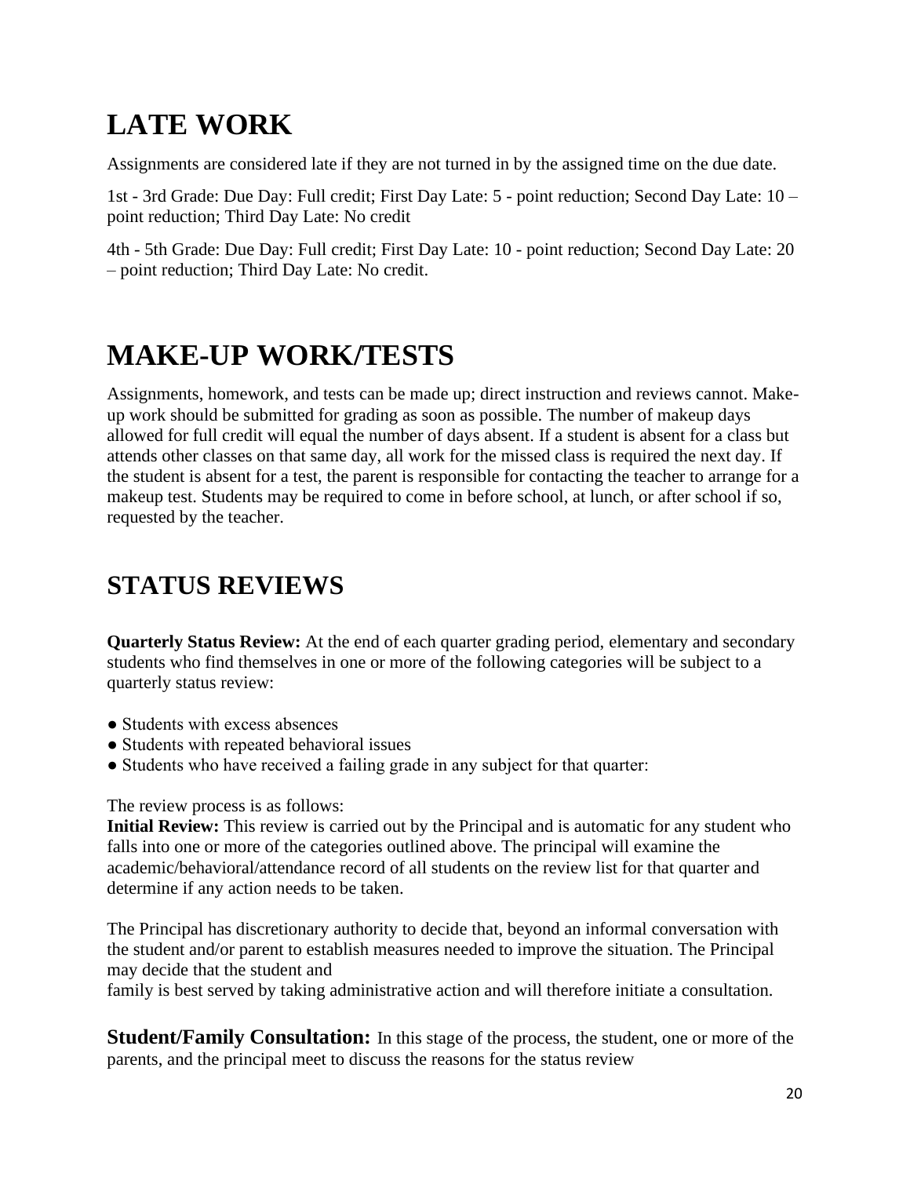# LATE WORK

Assignments are considered late if they are not turned in by the assigned time on the due date.

1st - 3rd Grade: Due Day: Full credit; First Day Late: 5 - point reduction; Second Day Late: 10 – point reduction; Third Day Late: No credit

4th - 5th Grade: Due Day: Full credit; First Day Late: 10 - point reduction; Second Day Late: 20 – point reduction; Third Day Late: No credit.

# MAKE-UP WORK/TESTS

Assignments, homework, and tests can be made up; direct instruction and reviews cannot. Make-up work should be submitted for grading as soon as possible. The number of makeup days allowed for full credit will equal the number of days absent. If a student is absent for a class but attends other classes on that same day, all work for the missed class is required the next day. If the student is absent for a test, the parent is responsible for contacting the teacher to arrange for a makeup test. Students may be required to come in before school, at lunch, or after school if so, requested by the teacher.

## STATUS REVIEWS

**Quarterly Status Review:** At the end of each quarter grading period, elementary and secondary students who find themselves in one or more of the following categories will be subject to a quarterly status review:

- Students with excess absences
- Students with repeated behavioral issues
- Students who have received a failing grade in any subject for that quarter:

The review process is as follows:
**Initial Review:** This review is carried out by the Principal and is automatic for any student who falls into one or more of the categories outlined above. The principal will examine the academic/behavioral/attendance record of all students on the review list for that quarter and determine if any action needs to be taken.

The Principal has discretionary authority to decide that, beyond an informal conversation with the student and/or parent to establish measures needed to improve the situation. The Principal may decide that the student and
family is best served by taking administrative action and will therefore initiate a consultation.

**Student/Family Consultation:** In this stage of the process, the student, one or more of the parents, and the principal meet to discuss the reasons for the status review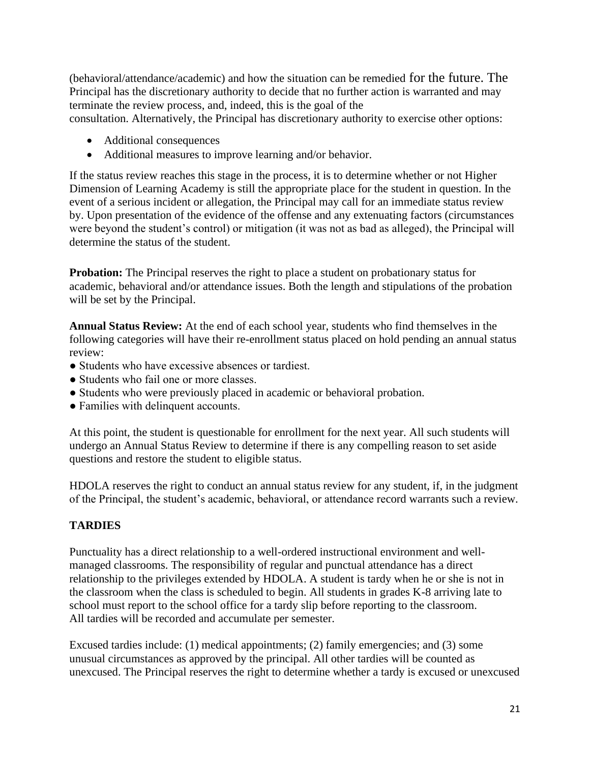(behavioral/attendance/academic) and how the situation can be remedied for the future. The Principal has the discretionary authority to decide that no further action is warranted and may terminate the review process, and, indeed, this is the goal of the consultation. Alternatively, the Principal has discretionary authority to exercise other options:

- Additional consequences
- Additional measures to improve learning and/or behavior.

If the status review reaches this stage in the process, it is to determine whether or not Higher Dimension of Learning Academy is still the appropriate place for the student in question. In the event of a serious incident or allegation, the Principal may call for an immediate status review by. Upon presentation of the evidence of the offense and any extenuating factors (circumstances were beyond the student's control) or mitigation (it was not as bad as alleged), the Principal will determine the status of the student.

**Probation:** The Principal reserves the right to place a student on probationary status for academic, behavioral and/or attendance issues. Both the length and stipulations of the probation will be set by the Principal.

**Annual Status Review:** At the end of each school year, students who find themselves in the following categories will have their re-enrollment status placed on hold pending an annual status review:

- Students who have excessive absences or tardiest.
- Students who fail one or more classes.
- Students who were previously placed in academic or behavioral probation.
- Families with delinquent accounts.

At this point, the student is questionable for enrollment for the next year. All such students will undergo an Annual Status Review to determine if there is any compelling reason to set aside questions and restore the student to eligible status.

HDOLA reserves the right to conduct an annual status review for any student, if, in the judgment of the Principal, the student's academic, behavioral, or attendance record warrants such a review.

## TARDIES

Punctuality has a direct relationship to a well-ordered instructional environment and well-managed classrooms. The responsibility of regular and punctual attendance has a direct relationship to the privileges extended by HDOLA. A student is tardy when he or she is not in the classroom when the class is scheduled to begin. All students in grades K-8 arriving late to school must report to the school office for a tardy slip before reporting to the classroom. All tardies will be recorded and accumulate per semester.

Excused tardies include: (1) medical appointments; (2) family emergencies; and (3) some unusual circumstances as approved by the principal. All other tardies will be counted as unexcused. The Principal reserves the right to determine whether a tardy is excused or unexcused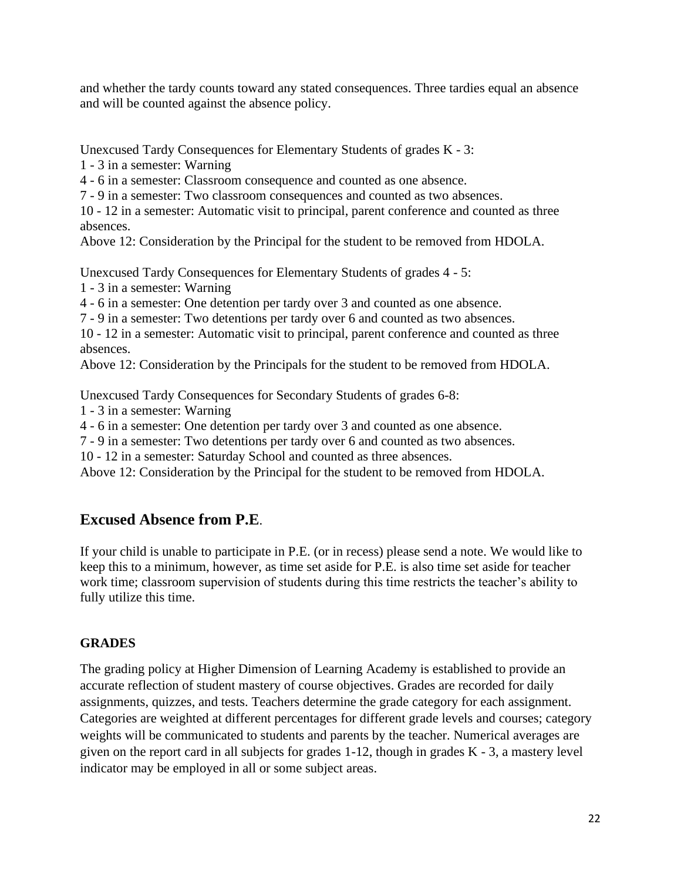and whether the tardy counts toward any stated consequences. Three tardies equal an absence and will be counted against the absence policy.

Unexcused Tardy Consequences for Elementary Students of grades K - 3:
1 - 3 in a semester: Warning
4 - 6 in a semester: Classroom consequence and counted as one absence.
7 - 9 in a semester: Two classroom consequences and counted as two absences.
10 - 12 in a semester: Automatic visit to principal, parent conference and counted as three absences.
Above 12: Consideration by the Principal for the student to be removed from HDOLA.

Unexcused Tardy Consequences for Elementary Students of grades 4 - 5:
1 - 3 in a semester: Warning
4 - 6 in a semester: One detention per tardy over 3 and counted as one absence.
7 - 9 in a semester: Two detentions per tardy over 6 and counted as two absences.
10 - 12 in a semester: Automatic visit to principal, parent conference and counted as three absences.
Above 12: Consideration by the Principals for the student to be removed from HDOLA.

Unexcused Tardy Consequences for Secondary Students of grades 6-8:
1 - 3 in a semester: Warning
4 - 6 in a semester: One detention per tardy over 3 and counted as one absence.
7 - 9 in a semester: Two detentions per tardy over 6 and counted as two absences.
10 - 12 in a semester: Saturday School and counted as three absences.
Above 12: Consideration by the Principal for the student to be removed from HDOLA.

## Excused Absence from P.E.

If your child is unable to participate in P.E. (or in recess) please send a note. We would like to keep this to a minimum, however, as time set aside for P.E. is also time set aside for teacher work time; classroom supervision of students during this time restricts the teacher's ability to fully utilize this time.

### GRADES

The grading policy at Higher Dimension of Learning Academy is established to provide an accurate reflection of student mastery of course objectives. Grades are recorded for daily assignments, quizzes, and tests. Teachers determine the grade category for each assignment. Categories are weighted at different percentages for different grade levels and courses; category weights will be communicated to students and parents by the teacher. Numerical averages are given on the report card in all subjects for grades 1-12, though in grades K - 3, a mastery level indicator may be employed in all or some subject areas.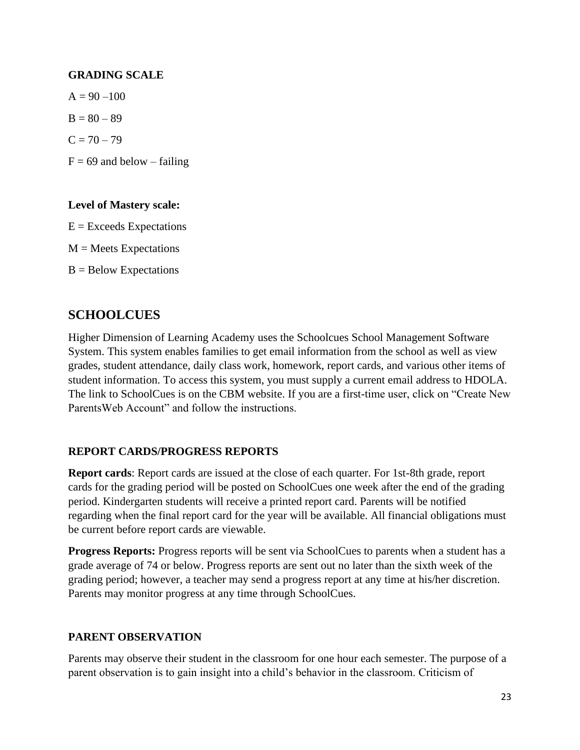### GRADING SCALE

A = 90 –100

B = 80 – 89

C = 70 – 79

F = 69 and below – failing

**Level of Mastery scale:**

E = Exceeds Expectations

M = Meets Expectations

B = Below Expectations

## SCHOOLCUES

Higher Dimension of Learning Academy uses the Schoolcues School Management Software System. This system enables families to get email information from the school as well as view grades, student attendance, daily class work, homework, report cards, and various other items of student information. To access this system, you must supply a current email address to HDOLA. The link to SchoolCues is on the CBM website. If you are a first-time user, click on "Create New ParentsWeb Account" and follow the instructions.

### REPORT CARDS/PROGRESS REPORTS

**Report cards**: Report cards are issued at the close of each quarter. For 1st-8th grade, report cards for the grading period will be posted on SchoolCues one week after the end of the grading period. Kindergarten students will receive a printed report card. Parents will be notified regarding when the final report card for the year will be available. All financial obligations must be current before report cards are viewable.

**Progress Reports:** Progress reports will be sent via SchoolCues to parents when a student has a grade average of 74 or below. Progress reports are sent out no later than the sixth week of the grading period; however, a teacher may send a progress report at any time at his/her discretion. Parents may monitor progress at any time through SchoolCues.

### PARENT OBSERVATION

Parents may observe their student in the classroom for one hour each semester. The purpose of a parent observation is to gain insight into a child's behavior in the classroom. Criticism of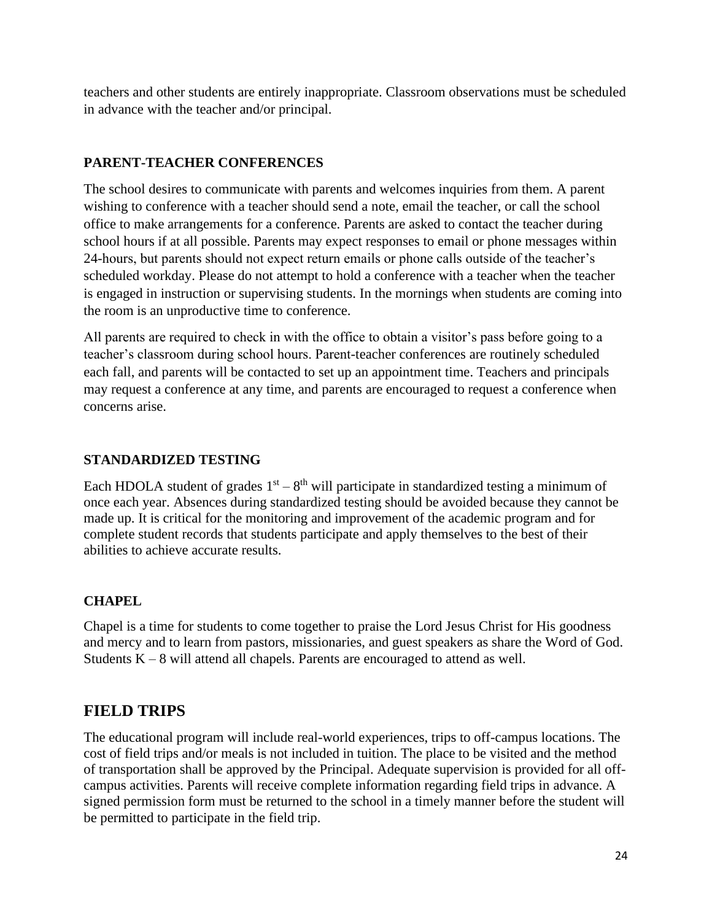teachers and other students are entirely inappropriate. Classroom observations must be scheduled in advance with the teacher and/or principal.

### PARENT-TEACHER CONFERENCES

The school desires to communicate with parents and welcomes inquiries from them. A parent wishing to conference with a teacher should send a note, email the teacher, or call the school office to make arrangements for a conference. Parents are asked to contact the teacher during school hours if at all possible. Parents may expect responses to email or phone messages within 24-hours, but parents should not expect return emails or phone calls outside of the teacher's scheduled workday. Please do not attempt to hold a conference with a teacher when the teacher is engaged in instruction or supervising students. In the mornings when students are coming into the room is an unproductive time to conference.

All parents are required to check in with the office to obtain a visitor's pass before going to a teacher's classroom during school hours. Parent-teacher conferences are routinely scheduled each fall, and parents will be contacted to set up an appointment time. Teachers and principals may request a conference at any time, and parents are encouraged to request a conference when concerns arise.

### STANDARDIZED TESTING

Each HDOLA student of grades 1st – 8th will participate in standardized testing a minimum of once each year. Absences during standardized testing should be avoided because they cannot be made up. It is critical for the monitoring and improvement of the academic program and for complete student records that students participate and apply themselves to the best of their abilities to achieve accurate results.

### CHAPEL

Chapel is a time for students to come together to praise the Lord Jesus Christ for His goodness and mercy and to learn from pastors, missionaries, and guest speakers as share the Word of God. Students K – 8 will attend all chapels. Parents are encouraged to attend as well.

## FIELD TRIPS

The educational program will include real-world experiences, trips to off-campus locations. The cost of field trips and/or meals is not included in tuition. The place to be visited and the method of transportation shall be approved by the Principal. Adequate supervision is provided for all off-campus activities. Parents will receive complete information regarding field trips in advance. A signed permission form must be returned to the school in a timely manner before the student will be permitted to participate in the field trip.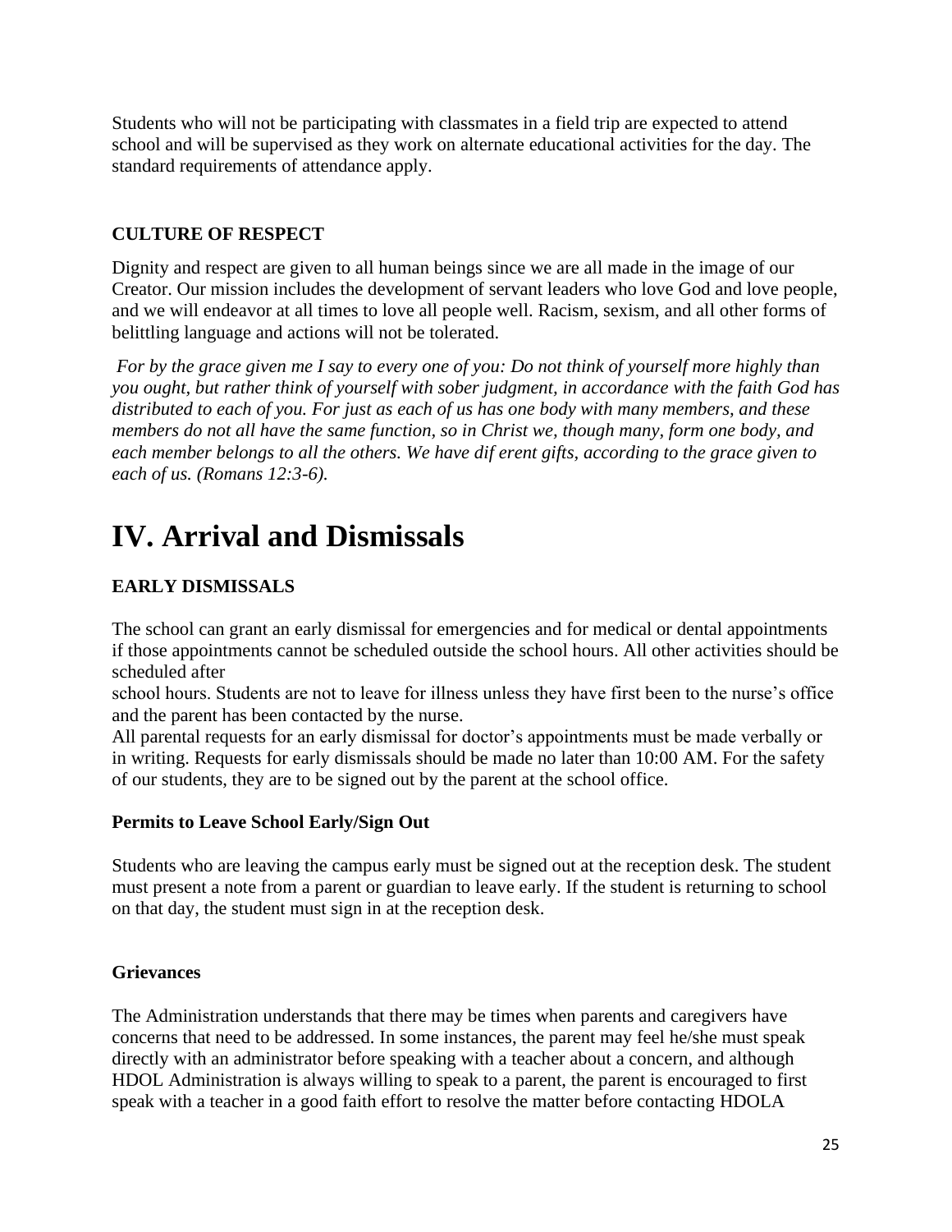Students who will not be participating with classmates in a field trip are expected to attend school and will be supervised as they work on alternate educational activities for the day. The standard requirements of attendance apply.

### CULTURE OF RESPECT

Dignity and respect are given to all human beings since we are all made in the image of our Creator. Our mission includes the development of servant leaders who love God and love people, and we will endeavor at all times to love all people well. Racism, sexism, and all other forms of belittling language and actions will not be tolerated.

*For by the grace given me I say to every one of you: Do not think of yourself more highly than you ought, but rather think of yourself with sober judgment, in accordance with the faith God has distributed to each of you. For just as each of us has one body with many members, and these members do not all have the same function, so in Christ we, though many, form one body, and each member belongs to all the others. We have dif erent gifts, according to the grace given to each of us. (Romans 12:3-6).*

# IV. Arrival and Dismissals

### EARLY DISMISSALS

The school can grant an early dismissal for emergencies and for medical or dental appointments if those appointments cannot be scheduled outside the school hours. All other activities should be scheduled after
school hours. Students are not to leave for illness unless they have first been to the nurse's office and the parent has been contacted by the nurse.
All parental requests for an early dismissal for doctor's appointments must be made verbally or in writing. Requests for early dismissals should be made no later than 10:00 AM. For the safety of our students, they are to be signed out by the parent at the school office.

#### Permits to Leave School Early/Sign Out

Students who are leaving the campus early must be signed out at the reception desk. The student must present a note from a parent or guardian to leave early. If the student is returning to school on that day, the student must sign in at the reception desk.

#### Grievances

The Administration understands that there may be times when parents and caregivers have concerns that need to be addressed. In some instances, the parent may feel he/she must speak directly with an administrator before speaking with a teacher about a concern, and although HDOL Administration is always willing to speak to a parent, the parent is encouraged to first speak with a teacher in a good faith effort to resolve the matter before contacting HDOLA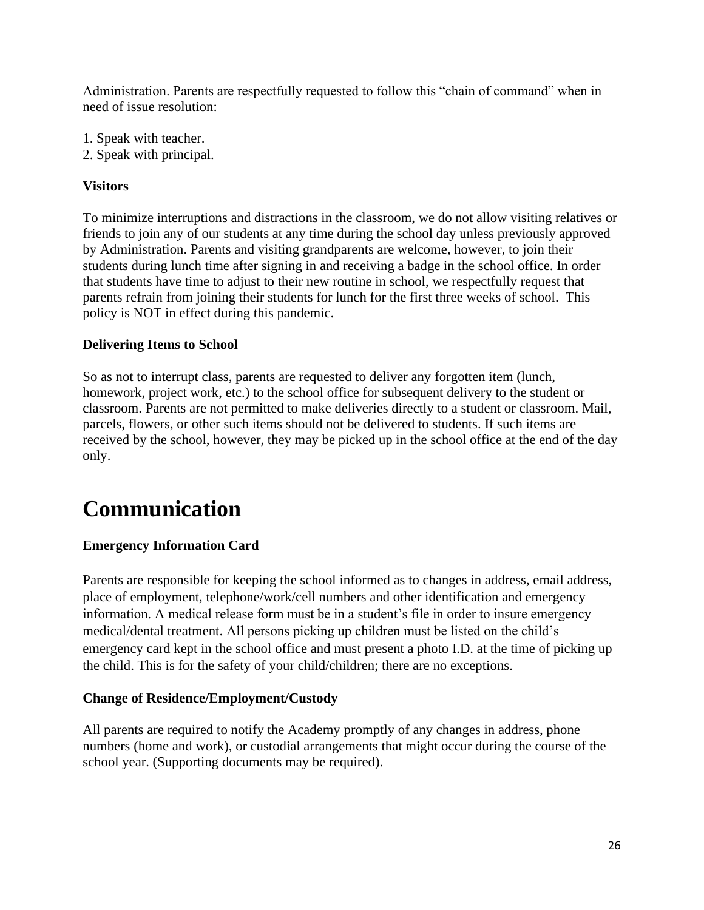Administration. Parents are respectfully requested to follow this "chain of command" when in need of issue resolution:

1. Speak with teacher.
2. Speak with principal.

**Visitors**

To minimize interruptions and distractions in the classroom, we do not allow visiting relatives or friends to join any of our students at any time during the school day unless previously approved by Administration. Parents and visiting grandparents are welcome, however, to join their students during lunch time after signing in and receiving a badge in the school office. In order that students have time to adjust to their new routine in school, we respectfully request that parents refrain from joining their students for lunch for the first three weeks of school. This policy is NOT in effect during this pandemic.

**Delivering Items to School**

So as not to interrupt class, parents are requested to deliver any forgotten item (lunch, homework, project work, etc.) to the school office for subsequent delivery to the student or classroom. Parents are not permitted to make deliveries directly to a student or classroom. Mail, parcels, flowers, or other such items should not be delivered to students. If such items are received by the school, however, they may be picked up in the school office at the end of the day only.

# Communication

**Emergency Information Card**

Parents are responsible for keeping the school informed as to changes in address, email address, place of employment, telephone/work/cell numbers and other identification and emergency information. A medical release form must be in a student's file in order to insure emergency medical/dental treatment. All persons picking up children must be listed on the child's emergency card kept in the school office and must present a photo I.D. at the time of picking up the child. This is for the safety of your child/children; there are no exceptions.

**Change of Residence/Employment/Custody**

All parents are required to notify the Academy promptly of any changes in address, phone numbers (home and work), or custodial arrangements that might occur during the course of the school year. (Supporting documents may be required).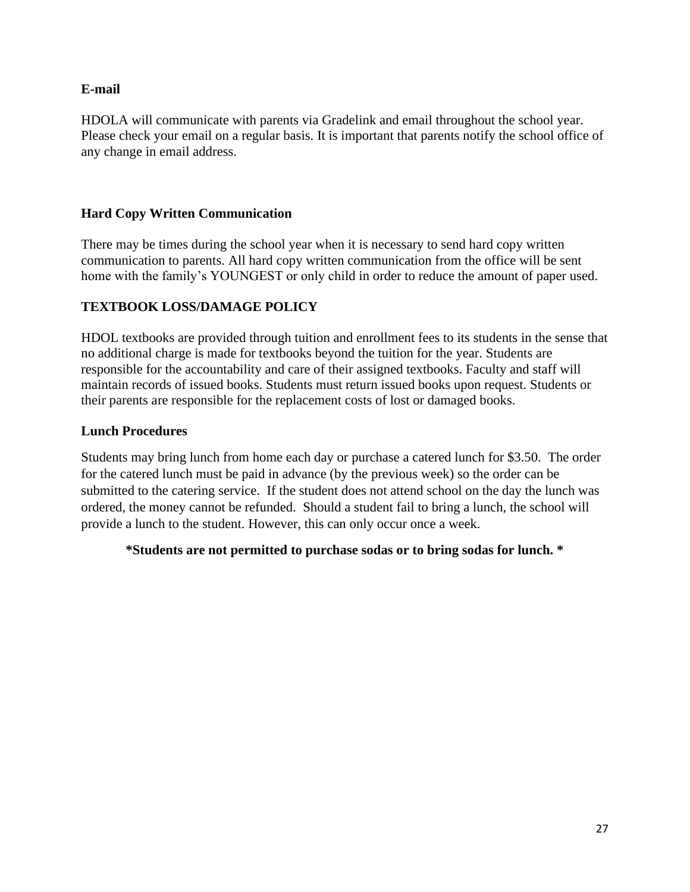### E-mail

HDOLA will communicate with parents via Gradelink and email throughout the school year. Please check your email on a regular basis. It is important that parents notify the school office of any change in email address.

### Hard Copy Written Communication

There may be times during the school year when it is necessary to send hard copy written communication to parents. All hard copy written communication from the office will be sent home with the family's YOUNGEST or only child in order to reduce the amount of paper used.

### TEXTBOOK LOSS/DAMAGE POLICY

HDOL textbooks are provided through tuition and enrollment fees to its students in the sense that no additional charge is made for textbooks beyond the tuition for the year. Students are responsible for the accountability and care of their assigned textbooks. Faculty and staff will maintain records of issued books. Students must return issued books upon request. Students or their parents are responsible for the replacement costs of lost or damaged books.

### Lunch Procedures

Students may bring lunch from home each day or purchase a catered lunch for $3.50. The order for the catered lunch must be paid in advance (by the previous week) so the order can be submitted to the catering service. If the student does not attend school on the day the lunch was ordered, the money cannot be refunded. Should a student fail to bring a lunch, the school will provide a lunch to the student. However, this can only occur once a week.

**\*Students are not permitted to purchase sodas or to bring sodas for lunch. \***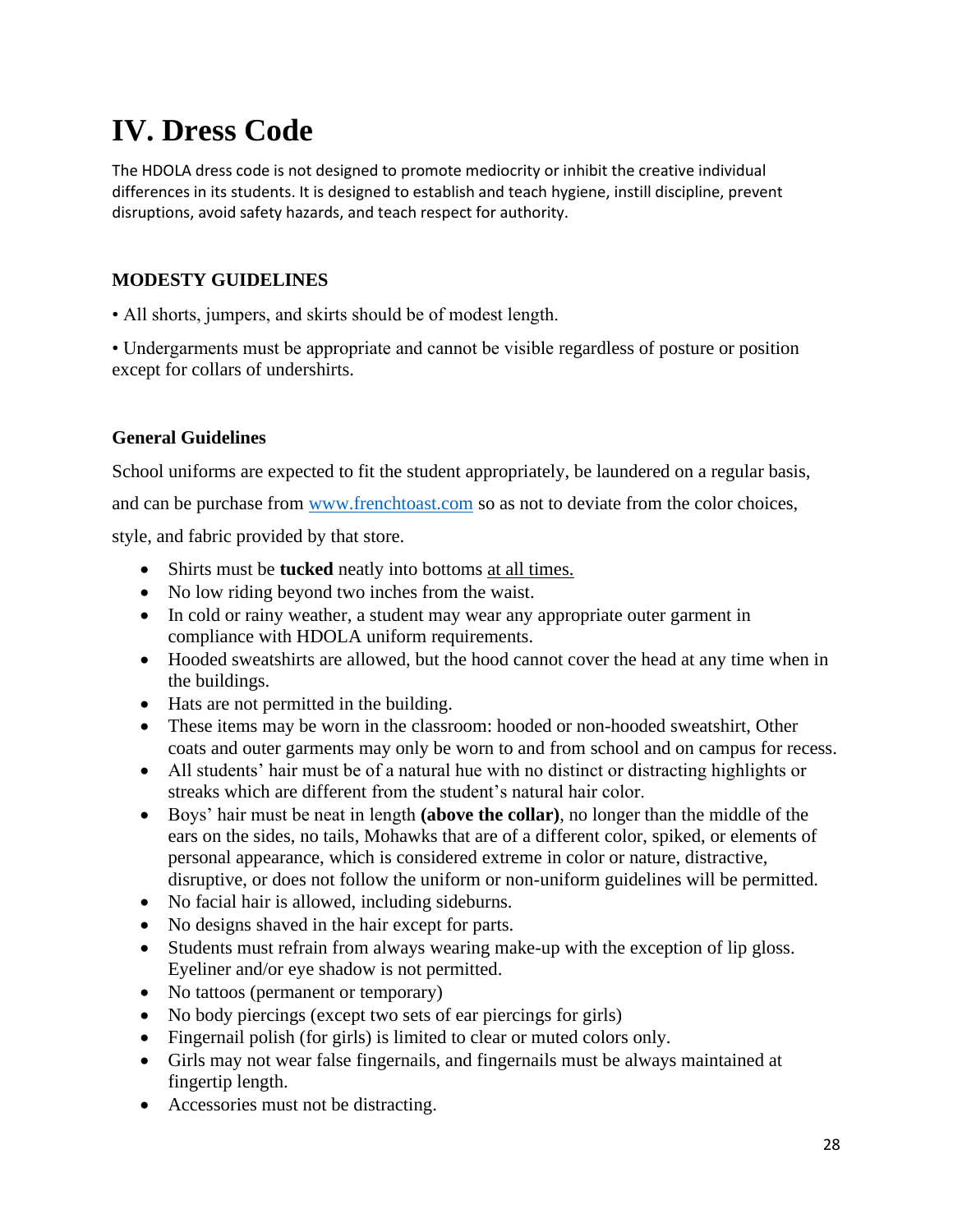# IV. Dress Code

The HDOLA dress code is not designed to promote mediocrity or inhibit the creative individual differences in its students. It is designed to establish and teach hygiene, instill discipline, prevent disruptions, avoid safety hazards, and teach respect for authority.

### MODESTY GUIDELINES

• All shorts, jumpers, and skirts should be of modest length.

• Undergarments must be appropriate and cannot be visible regardless of posture or position except for collars of undershirts.

### General Guidelines

School uniforms are expected to fit the student appropriately, be laundered on a regular basis, and can be purchase from [www.frenchtoast.com](http://www.frenchtoast.com) so as not to deviate from the color choices, style, and fabric provided by that store.

- Shirts must be **tucked** neatly into bottoms <u>at all times.</u>
- No low riding beyond two inches from the waist.
- In cold or rainy weather, a student may wear any appropriate outer garment in compliance with HDOLA uniform requirements.
- Hooded sweatshirts are allowed, but the hood cannot cover the head at any time when in the buildings.
- Hats are not permitted in the building.
- These items may be worn in the classroom: hooded or non-hooded sweatshirt, Other coats and outer garments may only be worn to and from school and on campus for recess.
- All students' hair must be of a natural hue with no distinct or distracting highlights or streaks which are different from the student's natural hair color.
- Boys' hair must be neat in length **(above the collar)**, no longer than the middle of the ears on the sides, no tails, Mohawks that are of a different color, spiked, or elements of personal appearance, which is considered extreme in color or nature, distractive, disruptive, or does not follow the uniform or non-uniform guidelines will be permitted.
- No facial hair is allowed, including sideburns.
- No designs shaved in the hair except for parts.
- Students must refrain from always wearing make-up with the exception of lip gloss. Eyeliner and/or eye shadow is not permitted.
- No tattoos (permanent or temporary)
- No body piercings (except two sets of ear piercings for girls)
- Fingernail polish (for girls) is limited to clear or muted colors only.
- Girls may not wear false fingernails, and fingernails must be always maintained at fingertip length.
- Accessories must not be distracting.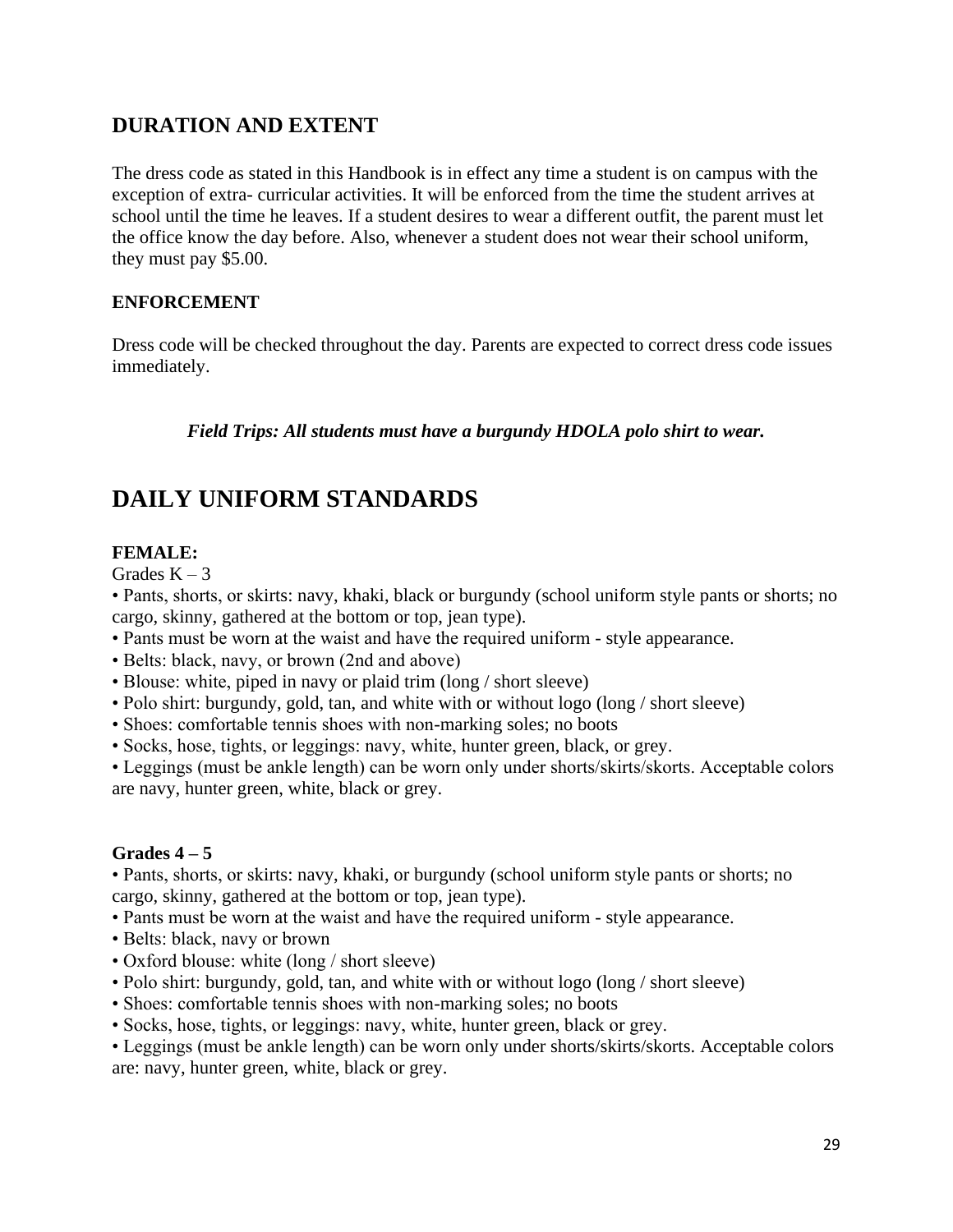## DURATION AND EXTENT

The dress code as stated in this Handbook is in effect any time a student is on campus with the exception of extra- curricular activities. It will be enforced from the time the student arrives at school until the time he leaves. If a student desires to wear a different outfit, the parent must let the office know the day before. Also, whenever a student does not wear their school uniform, they must pay $5.00.

### ENFORCEMENT

Dress code will be checked throughout the day. Parents are expected to correct dress code issues immediately.

***Field Trips: All students must have a burgundy HDOLA polo shirt to wear.***

# DAILY UNIFORM STANDARDS

**FEMALE:**

Grades K – 3

- Pants, shorts, or skirts: navy, khaki, black or burgundy (school uniform style pants or shorts; no cargo, skinny, gathered at the bottom or top, jean type).
- Pants must be worn at the waist and have the required uniform - style appearance.
- Belts: black, navy, or brown (2nd and above)
- Blouse: white, piped in navy or plaid trim (long / short sleeve)
- Polo shirt: burgundy, gold, tan, and white with or without logo (long / short sleeve)
- Shoes: comfortable tennis shoes with non-marking soles; no boots
- Socks, hose, tights, or leggings: navy, white, hunter green, black, or grey.
- Leggings (must be ankle length) can be worn only under shorts/skirts/skorts. Acceptable colors are navy, hunter green, white, black or grey.

**Grades 4 – 5**

- Pants, shorts, or skirts: navy, khaki, or burgundy (school uniform style pants or shorts; no cargo, skinny, gathered at the bottom or top, jean type).
- Pants must be worn at the waist and have the required uniform - style appearance.
- Belts: black, navy or brown
- Oxford blouse: white (long / short sleeve)
- Polo shirt: burgundy, gold, tan, and white with or without logo (long / short sleeve)
- Shoes: comfortable tennis shoes with non-marking soles; no boots
- Socks, hose, tights, or leggings: navy, white, hunter green, black or grey.
- Leggings (must be ankle length) can be worn only under shorts/skirts/skorts. Acceptable colors are: navy, hunter green, white, black or grey.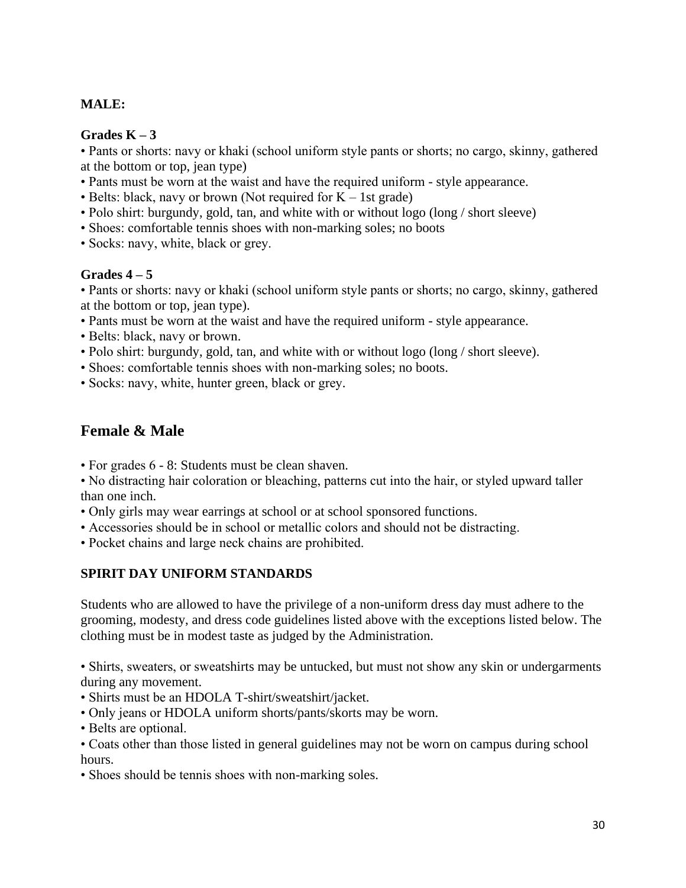**MALE:**

**Grades K – 3**

- Pants or shorts: navy or khaki (school uniform style pants or shorts; no cargo, skinny, gathered at the bottom or top, jean type)
- Pants must be worn at the waist and have the required uniform - style appearance.
- Belts: black, navy or brown (Not required for K – 1st grade)
- Polo shirt: burgundy, gold, tan, and white with or without logo (long / short sleeve)
- Shoes: comfortable tennis shoes with non-marking soles; no boots
- Socks: navy, white, black or grey.

**Grades 4 – 5**

- Pants or shorts: navy or khaki (school uniform style pants or shorts; no cargo, skinny, gathered at the bottom or top, jean type).
- Pants must be worn at the waist and have the required uniform - style appearance.
- Belts: black, navy or brown.
- Polo shirt: burgundy, gold, tan, and white with or without logo (long / short sleeve).
- Shoes: comfortable tennis shoes with non-marking soles; no boots.
- Socks: navy, white, hunter green, black or grey.

## Female & Male

- For grades 6 - 8: Students must be clean shaven.
- No distracting hair coloration or bleaching, patterns cut into the hair, or styled upward taller than one inch.
- Only girls may wear earrings at school or at school sponsored functions.
- Accessories should be in school or metallic colors and should not be distracting.
- Pocket chains and large neck chains are prohibited.

**SPIRIT DAY UNIFORM STANDARDS**

Students who are allowed to have the privilege of a non-uniform dress day must adhere to the grooming, modesty, and dress code guidelines listed above with the exceptions listed below. The clothing must be in modest taste as judged by the Administration.

- Shirts, sweaters, or sweatshirts may be untucked, but must not show any skin or undergarments during any movement.
- Shirts must be an HDOLA T-shirt/sweatshirt/jacket.
- Only jeans or HDOLA uniform shorts/pants/skorts may be worn.
- Belts are optional.
- Coats other than those listed in general guidelines may not be worn on campus during school hours.
- Shoes should be tennis shoes with non-marking soles.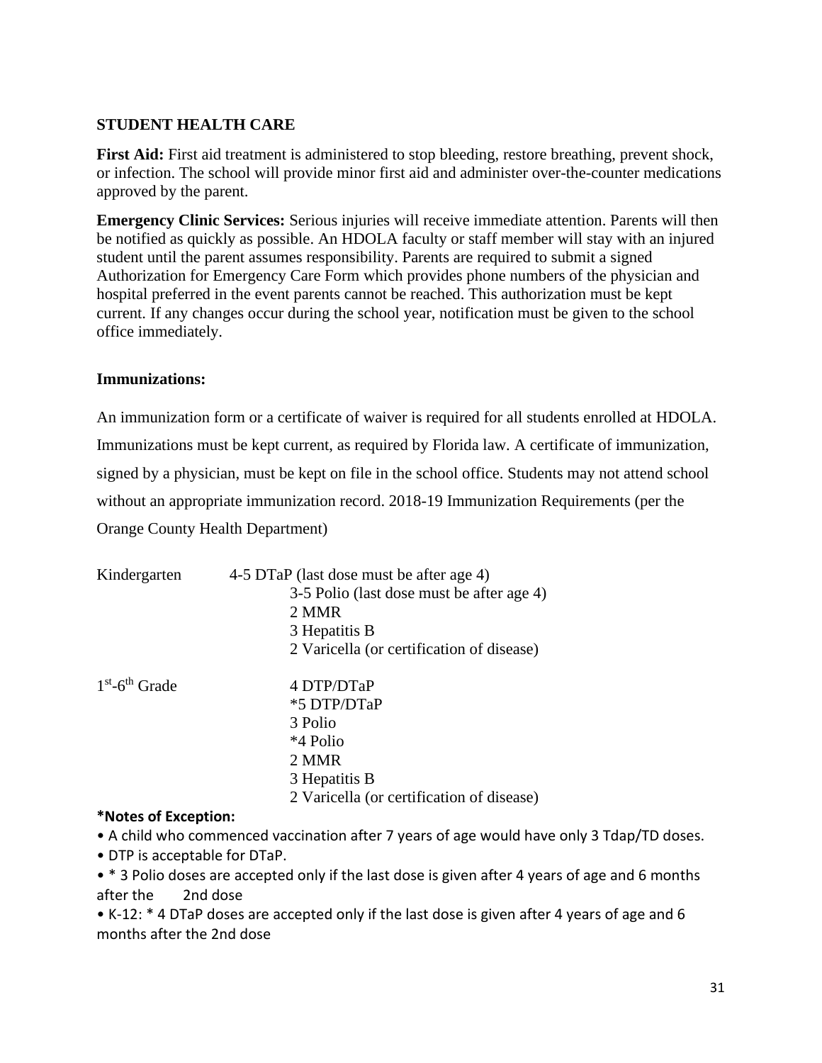## STUDENT HEALTH CARE

**First Aid:** First aid treatment is administered to stop bleeding, restore breathing, prevent shock, or infection. The school will provide minor first aid and administer over-the-counter medications approved by the parent.

**Emergency Clinic Services:** Serious injuries will receive immediate attention. Parents will then be notified as quickly as possible. An HDOLA faculty or staff member will stay with an injured student until the parent assumes responsibility. Parents are required to submit a signed Authorization for Emergency Care Form which provides phone numbers of the physician and hospital preferred in the event parents cannot be reached. This authorization must be kept current. If any changes occur during the school year, notification must be given to the school office immediately.

**Immunizations:**

An immunization form or a certificate of waiver is required for all students enrolled at HDOLA. Immunizations must be kept current, as required by Florida law. A certificate of immunization, signed by a physician, must be kept on file in the school office. Students may not attend school without an appropriate immunization record. 2018-19 Immunization Requirements (per the Orange County Health Department)

| | |
|---|---|
| Kindergarten | 4-5 DTaP (last dose must be after age 4) |
| | 3-5 Polio (last dose must be after age 4) |
| | 2 MMR |
| | 3 Hepatitis B |
| | 2 Varicella (or certification of disease) |
| 1st-6th Grade | 4 DTP/DTaP |
| | *5 DTP/DTaP |
| | 3 Polio |
| | *4 Polio |
| | 2 MMR |
| | 3 Hepatitis B |
| | 2 Varicella (or certification of disease) |

**\*Notes of Exception:**

- A child who commenced vaccination after 7 years of age would have only 3 Tdap/TD doses.
- DTP is acceptable for DTaP.
- \* 3 Polio doses are accepted only if the last dose is given after 4 years of age and 6 months after the 2nd dose
- K-12: \* 4 DTaP doses are accepted only if the last dose is given after 4 years of age and 6 months after the 2nd dose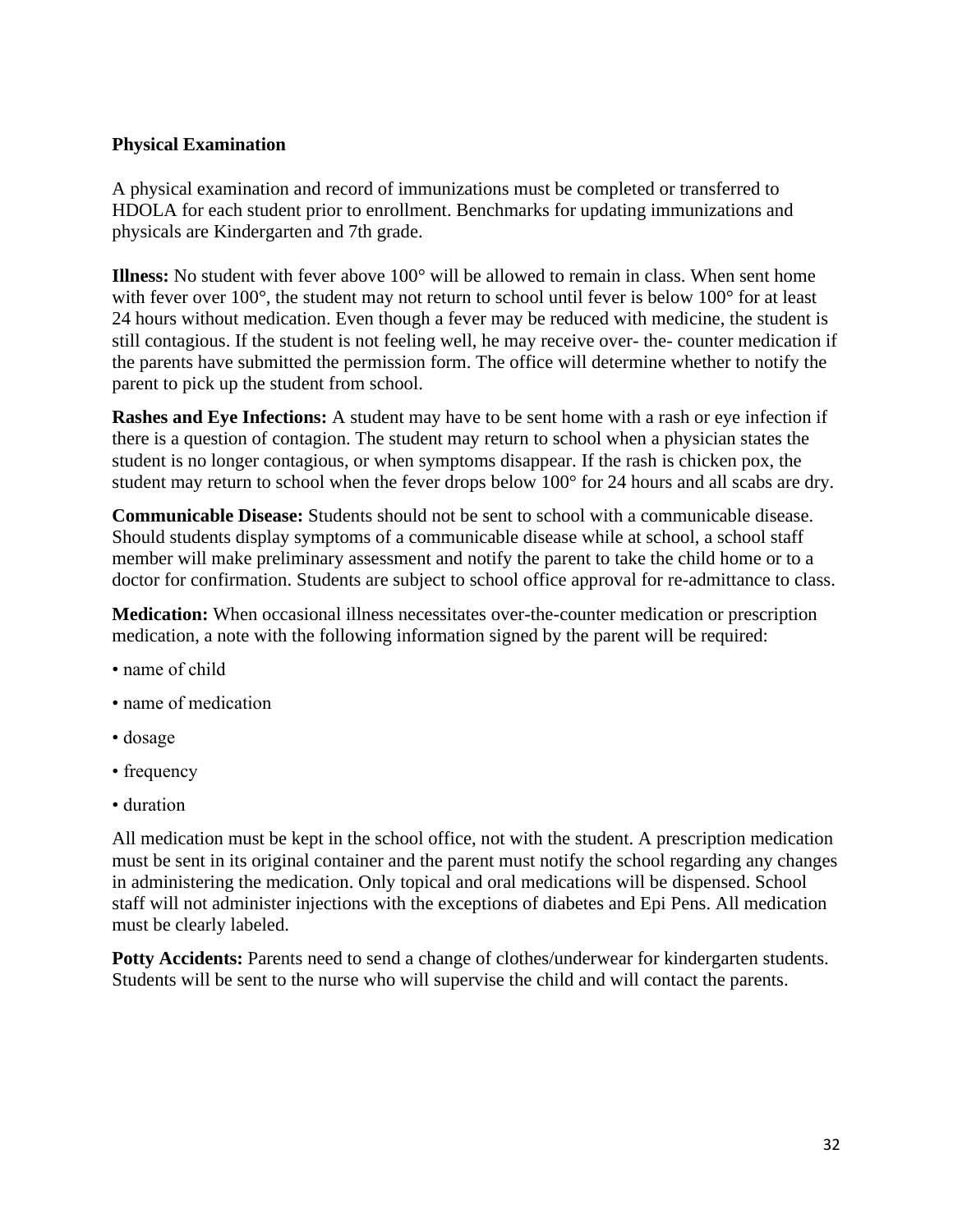### Physical Examination

A physical examination and record of immunizations must be completed or transferred to HDOLA for each student prior to enrollment. Benchmarks for updating immunizations and physicals are Kindergarten and 7th grade.

**Illness:** No student with fever above 100° will be allowed to remain in class. When sent home with fever over 100°, the student may not return to school until fever is below 100° for at least 24 hours without medication. Even though a fever may be reduced with medicine, the student is still contagious. If the student is not feeling well, he may receive over- the- counter medication if the parents have submitted the permission form. The office will determine whether to notify the parent to pick up the student from school.

**Rashes and Eye Infections:** A student may have to be sent home with a rash or eye infection if there is a question of contagion. The student may return to school when a physician states the student is no longer contagious, or when symptoms disappear. If the rash is chicken pox, the student may return to school when the fever drops below 100° for 24 hours and all scabs are dry.

**Communicable Disease:** Students should not be sent to school with a communicable disease. Should students display symptoms of a communicable disease while at school, a school staff member will make preliminary assessment and notify the parent to take the child home or to a doctor for confirmation. Students are subject to school office approval for re-admittance to class.

**Medication:** When occasional illness necessitates over-the-counter medication or prescription medication, a note with the following information signed by the parent will be required:

- name of child
- name of medication
- dosage
- frequency
- duration

All medication must be kept in the school office, not with the student. A prescription medication must be sent in its original container and the parent must notify the school regarding any changes in administering the medication. Only topical and oral medications will be dispensed. School staff will not administer injections with the exceptions of diabetes and Epi Pens. All medication must be clearly labeled.

**Potty Accidents:** Parents need to send a change of clothes/underwear for kindergarten students. Students will be sent to the nurse who will supervise the child and will contact the parents.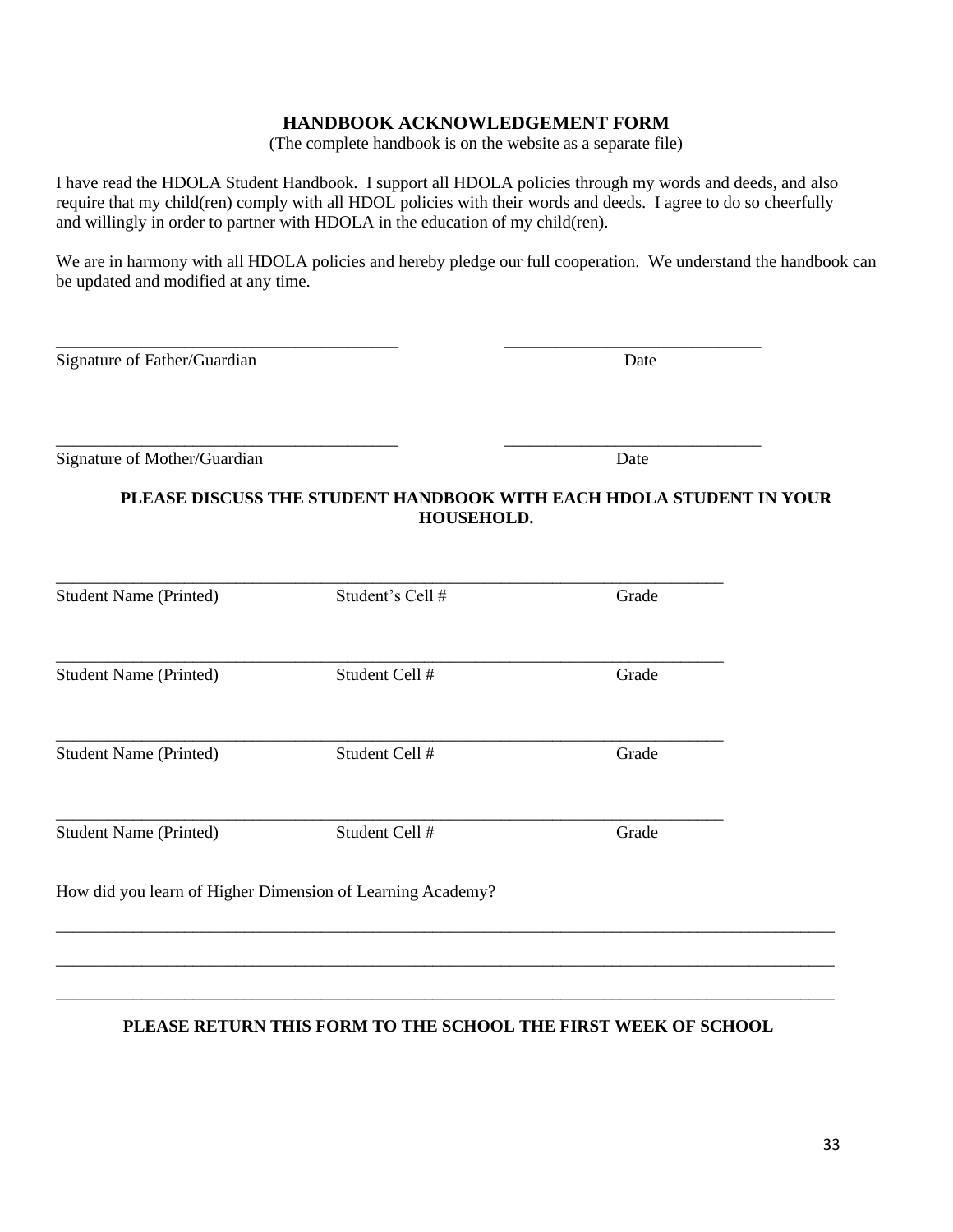## HANDBOOK ACKNOWLEDGEMENT FORM

(The complete handbook is on the website as a separate file)

I have read the HDOLA Student Handbook. I support all HDOLA policies through my words and deeds, and also require that my child(ren) comply with all HDOL policies with their words and deeds. I agree to do so cheerfully and willingly in order to partner with HDOLA in the education of my child(ren).

We are in harmony with all HDOLA policies and hereby pledge our full cooperation. We understand the handbook can be updated and modified at any time.

_________________________________________ _______________________________

Signature of Father/Guardian Date

_________________________________________ _______________________________

Signature of Mother/Guardian Date

**PLEASE DISCUSS THE STUDENT HANDBOOK WITH EACH HDOLA STUDENT IN YOUR HOUSEHOLD.**

_________________________________________________________________________________

Student Name (Printed) Student's Cell # Grade

_________________________________________________________________________________

Student Name (Printed) Student Cell # Grade

_________________________________________________________________________________

Student Name (Printed) Student Cell # Grade

_________________________________________________________________________________

Student Name (Printed) Student Cell # Grade

How did you learn of Higher Dimension of Learning Academy?

_____________________________________________________________________________________________

_____________________________________________________________________________________________

_____________________________________________________________________________________________

**PLEASE RETURN THIS FORM TO THE SCHOOL THE FIRST WEEK OF SCHOOL**